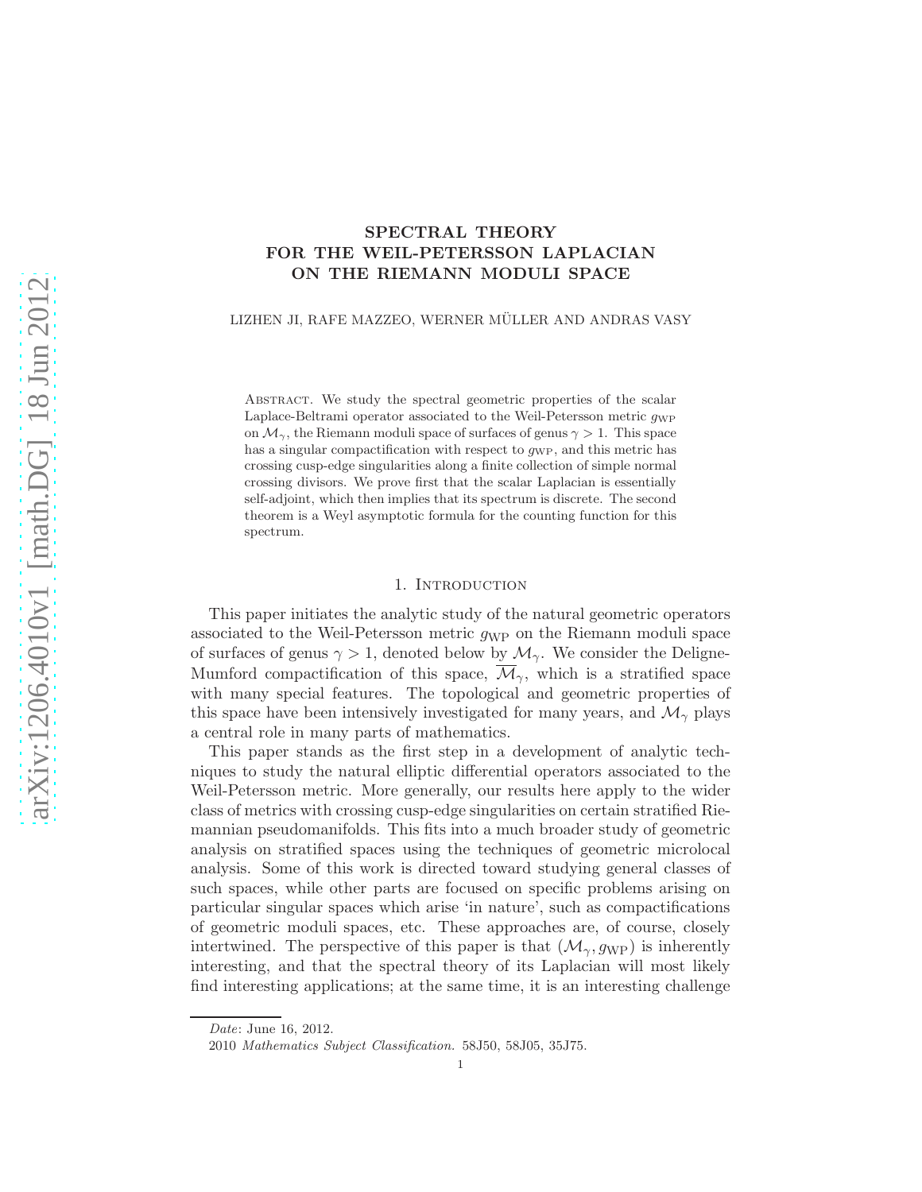# SPECTRAL THEORY FOR THE WEIL-PETERSSON LAPLACIAN ON THE RIEMANN MODULI SPACE

LIZHEN JI, RAFE MAZZEO, WERNER MÜLLER AND ANDRAS VASY

Abstract. We study the spectral geometric properties of the scalar Laplace-Beltrami operator associated to the Weil-Petersson metric $g_{\mathrm{WP}}$ on $\mathcal{M}_\gamma$, the Riemann moduli space of surfaces of genus $\gamma > 1$. This space has a singular compactification with respect to $g_{\mathrm{WP}}$, and this metric has crossing cusp-edge singularities along a finite collection of simple normal crossing divisors. We prove first that the scalar Laplacian is essentially self-adjoint, which then implies that its spectrum is discrete. The second theorem is a Weyl asymptotic formula for the counting function for this spectrum.

## 1. Introduction

This paper initiates the analytic study of the natural geometric operators associated to the Weil-Petersson metric $g_{\mathrm{WP}}$ on the Riemann moduli space of surfaces of genus $\gamma > 1$, denoted below by $\mathcal{M}_\gamma$. We consider the Deligne-Mumford compactification of this space, $\overline{\mathcal{M}}_\gamma$, which is a stratified space with many special features. The topological and geometric properties of this space have been intensively investigated for many years, and $\mathcal{M}_\gamma$ plays a central role in many parts of mathematics.

This paper stands as the first step in a development of analytic techniques to study the natural elliptic differential operators associated to the Weil-Petersson metric. More generally, our results here apply to the wider class of metrics with crossing cusp-edge singularities on certain stratified Riemannian pseudomanifolds. This fits into a much broader study of geometric analysis on stratified spaces using the techniques of geometric microlocal analysis. Some of this work is directed toward studying general classes of such spaces, while other parts are focused on specific problems arising on particular singular spaces which arise 'in nature', such as compactifications of geometric moduli spaces, etc. These approaches are, of course, closely intertwined. The perspective of this paper is that $(\mathcal{M}_\gamma, g_{\mathrm{WP}})$ is inherently interesting, and that the spectral theory of its Laplacian will most likely find interesting applications; at the same time, it is an interesting challenge

*Date*: June 16, 2012.

2010 *Mathematics Subject Classification.* 58J50, 58J05, 35J75.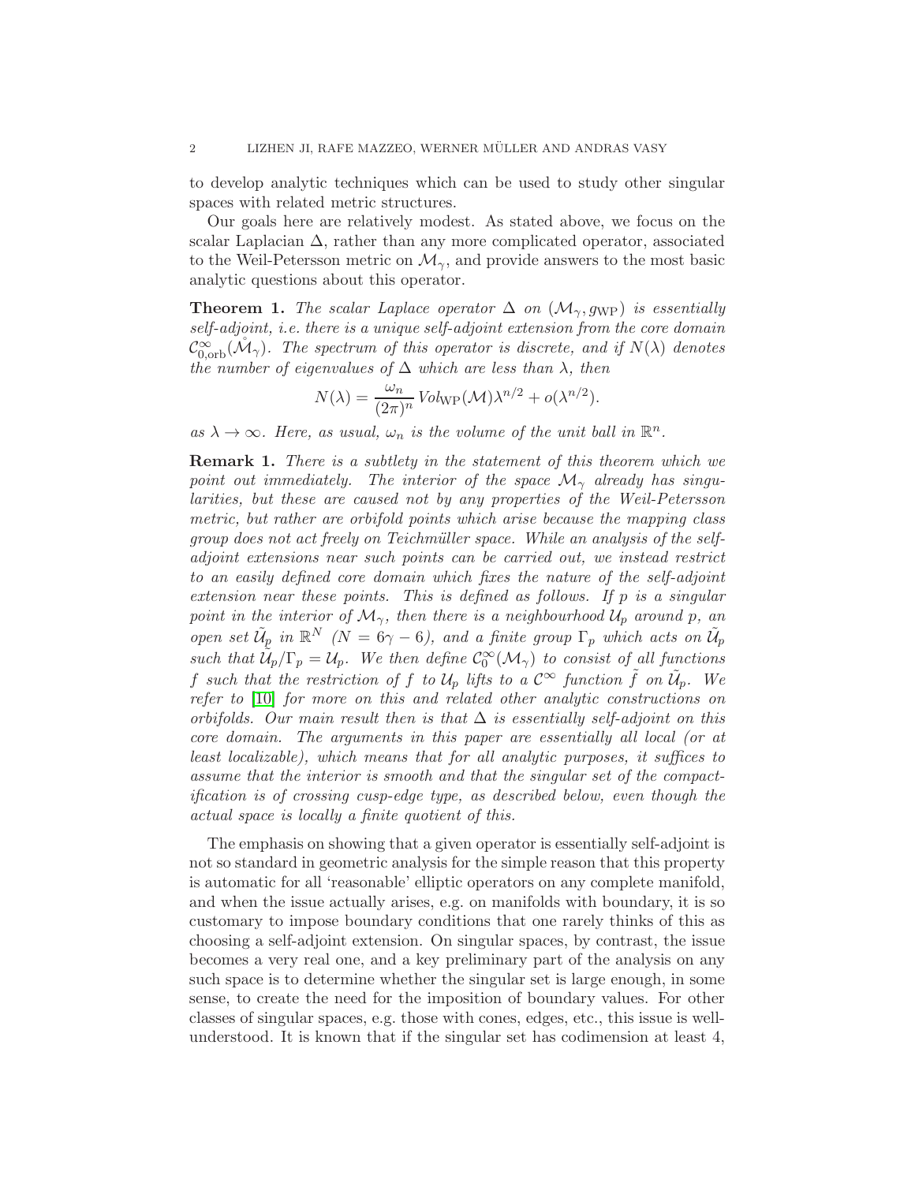to develop analytic techniques which can be used to study other singular spaces with related metric structures.

Our goals here are relatively modest. As stated above, we focus on the scalar Laplacian $\Delta$, rather than any more complicated operator, associated to the Weil-Petersson metric on $\mathcal{M}_\gamma$, and provide answers to the most basic analytic questions about this operator.

**Theorem 1.** *The scalar Laplace operator $\Delta$ on $(\mathcal{M}_\gamma, g_{\mathrm{WP}})$ is essentially self-adjoint, i.e. there is a unique self-adjoint extension from the core domain $\mathcal{C}^\infty_{0,\mathrm{orb}}(\mathring{\mathcal{M}}_\gamma)$. The spectrum of this operator is discrete, and if $N(\lambda)$ denotes the number of eigenvalues of $\Delta$ which are less than $\lambda$, then*

$$N(\lambda) = \frac{\omega_n}{(2\pi)^n}\, Vol_{\mathrm{WP}}(\mathcal{M})\lambda^{n/2} + o(\lambda^{n/2}).$$

*as $\lambda \to \infty$. Here, as usual, $\omega_n$ is the volume of the unit ball in $\mathbb{R}^n$.*

**Remark 1.** *There is a subtlety in the statement of this theorem which we point out immediately. The interior of the space $\mathcal{M}_\gamma$ already has singularities, but these are caused not by any properties of the Weil-Petersson metric, but rather are orbifold points which arise because the mapping class group does not act freely on Teichmüller space. While an analysis of the self-adjoint extensions near such points can be carried out, we instead restrict to an easily defined core domain which fixes the nature of the self-adjoint extension near these points. This is defined as follows. If $p$ is a singular point in the interior of $\mathcal{M}_\gamma$, then there is a neighbourhood $\mathcal{U}_p$ around $p$, an open set $\tilde{\mathcal{U}}_p$ in $\mathbb{R}^N$ ($N = 6\gamma - 6$), and a finite group $\Gamma_p$ which acts on $\tilde{\mathcal{U}}_p$ such that $\tilde{\mathcal{U}}_p/\Gamma_p = \mathcal{U}_p$. We then define $\mathcal{C}^\infty_0(\mathcal{M}_\gamma)$ to consist of all functions $f$ such that the restriction of $f$ to $\mathcal{U}_p$ lifts to a $\mathcal{C}^\infty$ function $\tilde{f}$ on $\tilde{\mathcal{U}}_p$. We refer to [10] for more on this and related other analytic constructions on orbifolds. Our main result then is that $\Delta$ is essentially self-adjoint on this core domain. The arguments in this paper are essentially all local (or at least localizable), which means that for all analytic purposes, it suffices to assume that the interior is smooth and that the singular set of the compactification is of crossing cusp-edge type, as described below, even though the actual space is locally a finite quotient of this.*

The emphasis on showing that a given operator is essentially self-adjoint is not so standard in geometric analysis for the simple reason that this property is automatic for all 'reasonable' elliptic operators on any complete manifold, and when the issue actually arises, e.g. on manifolds with boundary, it is so customary to impose boundary conditions that one rarely thinks of this as choosing a self-adjoint extension. On singular spaces, by contrast, the issue becomes a very real one, and a key preliminary part of the analysis on any such space is to determine whether the singular set is large enough, in some sense, to create the need for the imposition of boundary values. For other classes of singular spaces, e.g. those with cones, edges, etc., this issue is well-understood. It is known that if the singular set has codimension at least 4,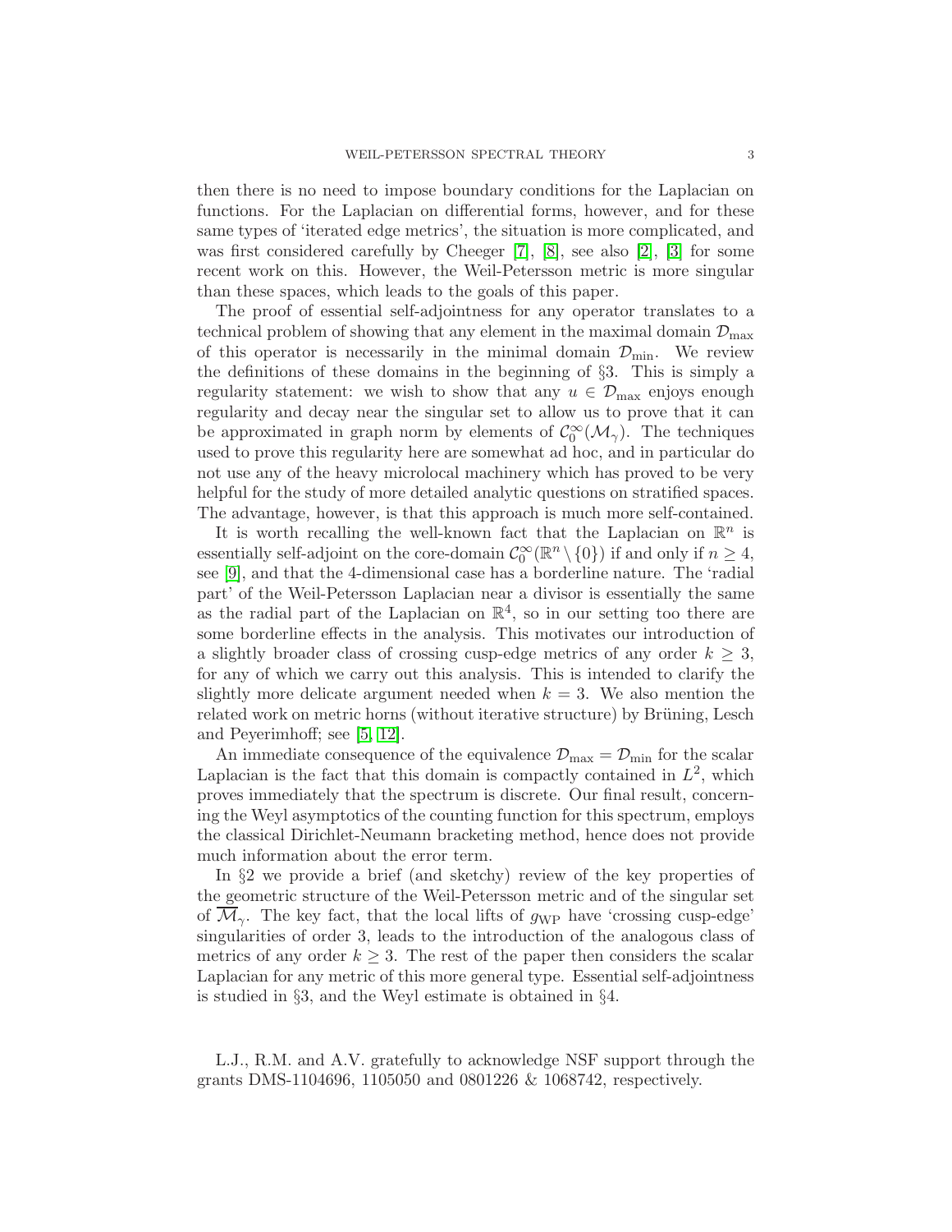then there is no need to impose boundary conditions for the Laplacian on functions. For the Laplacian on differential forms, however, and for these same types of 'iterated edge metrics', the situation is more complicated, and was first considered carefully by Cheeger [7], [8], see also [2], [3] for some recent work on this. However, the Weil-Petersson metric is more singular than these spaces, which leads to the goals of this paper.

The proof of essential self-adjointness for any operator translates to a technical problem of showing that any element in the maximal domain $\mathcal{D}_{\max}$ of this operator is necessarily in the minimal domain $\mathcal{D}_{\min}$. We review the definitions of these domains in the beginning of §3. This is simply a regularity statement: we wish to show that any $u \in \mathcal{D}_{\max}$ enjoys enough regularity and decay near the singular set to allow us to prove that it can be approximated in graph norm by elements of $\mathcal{C}_0^\infty(\mathcal{M}_\gamma)$. The techniques used to prove this regularity here are somewhat ad hoc, and in particular do not use any of the heavy microlocal machinery which has proved to be very helpful for the study of more detailed analytic questions on stratified spaces. The advantage, however, is that this approach is much more self-contained.

It is worth recalling the well-known fact that the Laplacian on $\mathbb{R}^n$ is essentially self-adjoint on the core-domain $\mathcal{C}_0^\infty(\mathbb{R}^n \setminus \{0\})$ if and only if $n \geq 4$, see [9], and that the 4-dimensional case has a borderline nature. The 'radial part' of the Weil-Petersson Laplacian near a divisor is essentially the same as the radial part of the Laplacian on $\mathbb{R}^4$, so in our setting too there are some borderline effects in the analysis. This motivates our introduction of a slightly broader class of crossing cusp-edge metrics of any order $k \geq 3$, for any of which we carry out this analysis. This is intended to clarify the slightly more delicate argument needed when $k = 3$. We also mention the related work on metric horns (without iterative structure) by Brüning, Lesch and Peyerimhoff; see [5, 12].

An immediate consequence of the equivalence $\mathcal{D}_{\max} = \mathcal{D}_{\min}$ for the scalar Laplacian is the fact that this domain is compactly contained in $L^2$, which proves immediately that the spectrum is discrete. Our final result, concerning the Weyl asymptotics of the counting function for this spectrum, employs the classical Dirichlet-Neumann bracketing method, hence does not provide much information about the error term.

In §2 we provide a brief (and sketchy) review of the key properties of the geometric structure of the Weil-Petersson metric and of the singular set of $\overline{\mathcal{M}}_\gamma$. The key fact, that the local lifts of $g_{\mathrm{WP}}$ have 'crossing cusp-edge' singularities of order 3, leads to the introduction of the analogous class of metrics of any order $k \geq 3$. The rest of the paper then considers the scalar Laplacian for any metric of this more general type. Essential self-adjointness is studied in §3, and the Weyl estimate is obtained in §4.

L.J., R.M. and A.V. gratefully to acknowledge NSF support through the grants DMS-1104696, 1105050 and 0801226 & 1068742, respectively.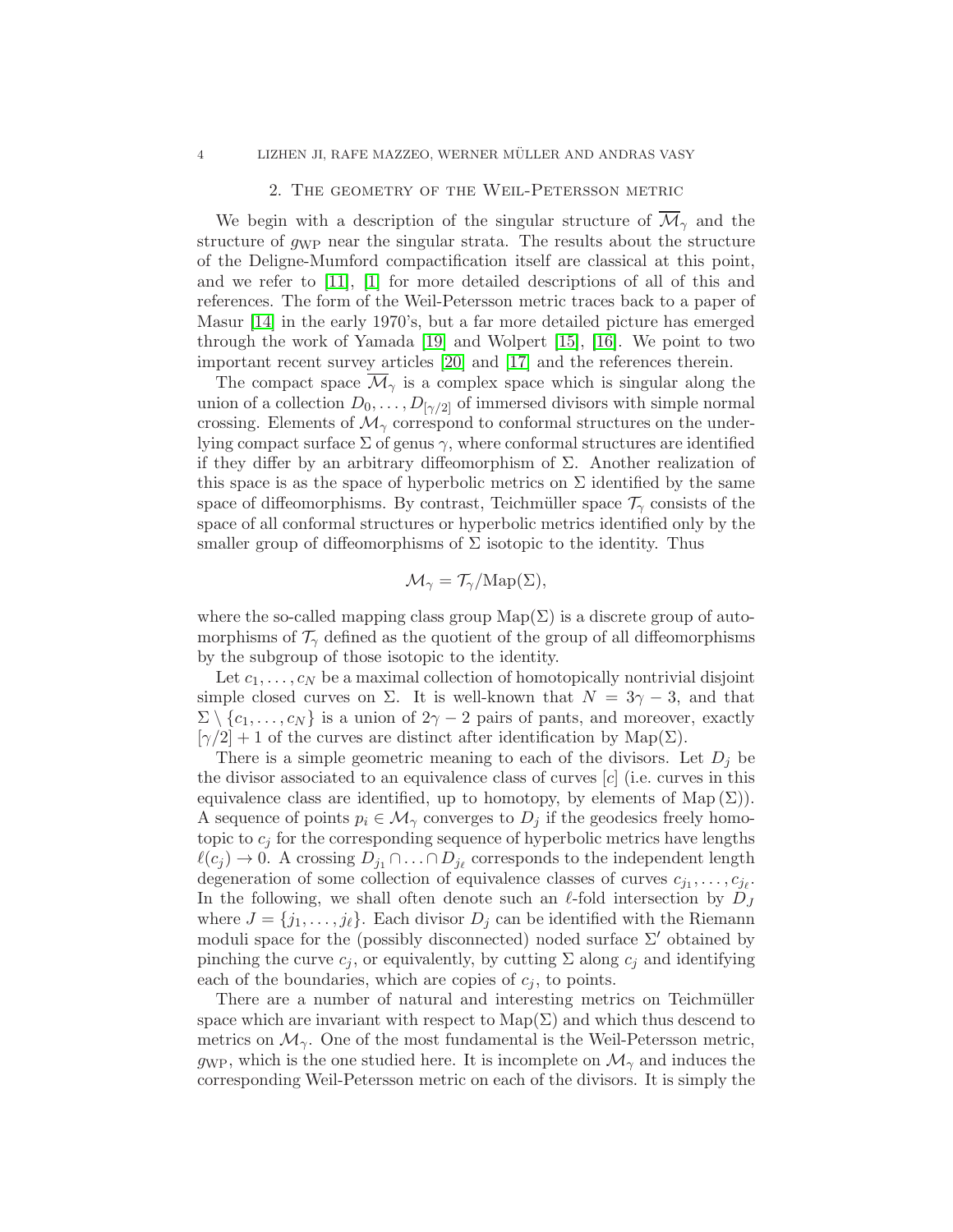## 2. The geometry of the Weil-Petersson metric

We begin with a description of the singular structure of $\overline{\mathcal{M}}_\gamma$ and the structure of $g_{\rm WP}$ near the singular strata. The results about the structure of the Deligne-Mumford compactification itself are classical at this point, and we refer to [11], [1] for more detailed descriptions of all of this and references. The form of the Weil-Petersson metric traces back to a paper of Masur [14] in the early 1970's, but a far more detailed picture has emerged through the work of Yamada [19] and Wolpert [15], [16]. We point to two important recent survey articles [20] and [17] and the references therein.

The compact space $\overline{\mathcal{M}}_\gamma$ is a complex space which is singular along the union of a collection $D_0, \ldots, D_{[\gamma/2]}$ of immersed divisors with simple normal crossing. Elements of $\mathcal{M}_\gamma$ correspond to conformal structures on the underlying compact surface $\Sigma$ of genus $\gamma$, where conformal structures are identified if they differ by an arbitrary diffeomorphism of $\Sigma$. Another realization of this space is as the space of hyperbolic metrics on $\Sigma$ identified by the same space of diffeomorphisms. By contrast, Teichmüller space $\mathcal{T}_\gamma$ consists of the space of all conformal structures or hyperbolic metrics identified only by the smaller group of diffeomorphisms of $\Sigma$ isotopic to the identity. Thus

$$\mathcal{M}_\gamma = \mathcal{T}_\gamma / \mathrm{Map}(\Sigma),$$

where the so-called mapping class group $\mathrm{Map}(\Sigma)$ is a discrete group of automorphisms of $\mathcal{T}_\gamma$ defined as the quotient of the group of all diffeomorphisms by the subgroup of those isotopic to the identity.

Let $c_1, \ldots, c_N$ be a maximal collection of homotopically nontrivial disjoint simple closed curves on $\Sigma$. It is well-known that $N = 3\gamma - 3$, and that $\Sigma \setminus \{c_1, \ldots, c_N\}$ is a union of $2\gamma - 2$ pairs of pants, and moreover, exactly $[\gamma/2] + 1$ of the curves are distinct after identification by $\mathrm{Map}(\Sigma)$.

There is a simple geometric meaning to each of the divisors. Let $D_j$ be the divisor associated to an equivalence class of curves $[c]$ (i.e. curves in this equivalence class are identified, up to homotopy, by elements of $\mathrm{Map}\,(\Sigma)$). A sequence of points $p_i \in \mathcal{M}_\gamma$ converges to $D_j$ if the geodesics freely homotopic to $c_j$ for the corresponding sequence of hyperbolic metrics have lengths $\ell(c_j) \to 0$. A crossing $D_{j_1} \cap \ldots \cap D_{j_\ell}$ corresponds to the independent length degeneration of some collection of equivalence classes of curves $c_{j_1}, \ldots, c_{j_\ell}$. In the following, we shall often denote such an $\ell$-fold intersection by $D_J$ where $J = \{j_1, \ldots, j_\ell\}$. Each divisor $D_j$ can be identified with the Riemann moduli space for the (possibly disconnected) noded surface $\Sigma'$ obtained by pinching the curve $c_j$, or equivalently, by cutting $\Sigma$ along $c_j$ and identifying each of the boundaries, which are copies of $c_j$, to points.

There are a number of natural and interesting metrics on Teichmüller space which are invariant with respect to $\mathrm{Map}(\Sigma)$ and which thus descend to metrics on $\mathcal{M}_\gamma$. One of the most fundamental is the Weil-Petersson metric, $g_{\rm WP}$, which is the one studied here. It is incomplete on $\mathcal{M}_\gamma$ and induces the corresponding Weil-Petersson metric on each of the divisors. It is simply the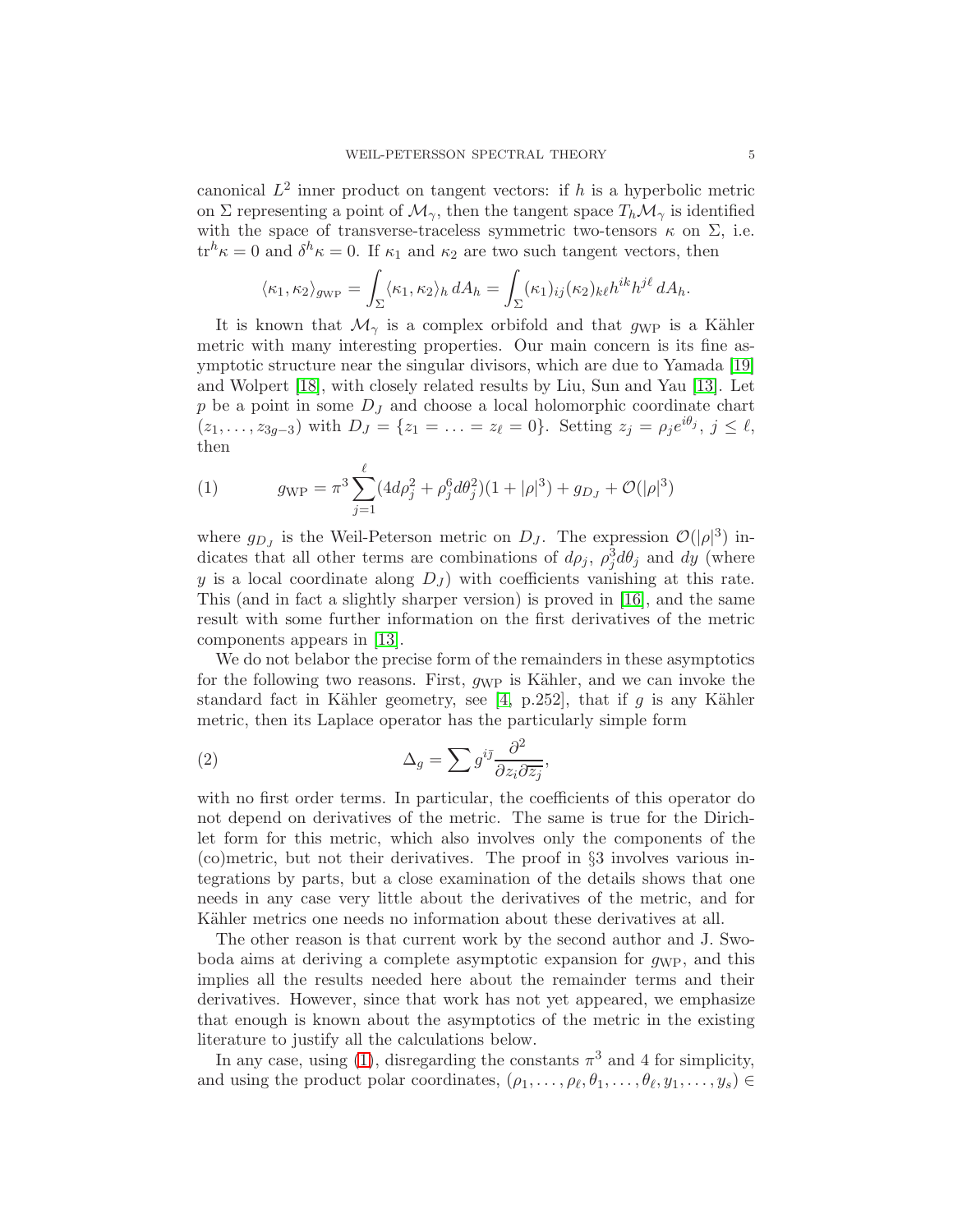canonical $L^2$ inner product on tangent vectors: if $h$ is a hyperbolic metric on $\Sigma$ representing a point of $\mathcal{M}_\gamma$, then the tangent space $T_h\mathcal{M}_\gamma$ is identified with the space of transverse-traceless symmetric two-tensors $\kappa$ on $\Sigma$, i.e. $\mathrm{tr}^h\kappa = 0$ and $\delta^h\kappa = 0$. If $\kappa_1$ and $\kappa_2$ are two such tangent vectors, then

$$\langle \kappa_1, \kappa_2\rangle_{g_{\mathrm{WP}}} = \int_\Sigma \langle \kappa_1, \kappa_2\rangle_h \, dA_h = \int_\Sigma (\kappa_1)_{ij}(\kappa_2)_{k\ell} h^{ik}h^{j\ell}\, dA_h.$$

It is known that $\mathcal{M}_\gamma$ is a complex orbifold and that $g_{\mathrm{WP}}$ is a Kähler metric with many interesting properties. Our main concern is its fine asymptotic structure near the singular divisors, which are due to Yamada [19] and Wolpert [18], with closely related results by Liu, Sun and Yau [13]. Let $p$ be a point in some $D_J$ and choose a local holomorphic coordinate chart $(z_1, \ldots, z_{3g-3})$ with $D_J = \{z_1 = \ldots = z_\ell = 0\}$. Setting $z_j = \rho_j e^{i\theta_j}$, $j \leq \ell$, then

$$g_{\mathrm{WP}} = \pi^3 \sum_{j=1}^{\ell} (4d\rho_j^2 + \rho_j^6 d\theta_j^2)(1 + |\rho|^3) + g_{D_J} + \mathcal{O}(|\rho|^3) \tag{1}$$

where $g_{D_J}$ is the Weil-Peterson metric on $D_J$. The expression $\mathcal{O}(|\rho|^3)$ indicates that all other terms are combinations of $d\rho_j$, $\rho_j^3 d\theta_j$ and $dy$ (where $y$ is a local coordinate along $D_J$) with coefficients vanishing at this rate. This (and in fact a slightly sharper version) is proved in [16], and the same result with some further information on the first derivatives of the metric components appears in [13].

We do not belabor the precise form of the remainders in these asymptotics for the following two reasons. First, $g_{\mathrm{WP}}$ is Kähler, and we can invoke the standard fact in Kähler geometry, see [4, p.252], that if $g$ is any Kähler metric, then its Laplace operator has the particularly simple form

$$\Delta_g = \sum g^{i\bar{j}} \frac{\partial^2}{\partial z_i \partial \overline{z_j}}, \tag{2}$$

with no first order terms. In particular, the coefficients of this operator do not depend on derivatives of the metric. The same is true for the Dirichlet form for this metric, which also involves only the components of the (co)metric, but not their derivatives. The proof in §3 involves various integrations by parts, but a close examination of the details shows that one needs in any case very little about the derivatives of the metric, and for Kähler metrics one needs no information about these derivatives at all.

The other reason is that current work by the second author and J. Swoboda aims at deriving a complete asymptotic expansion for $g_{\mathrm{WP}}$, and this implies all the results needed here about the remainder terms and their derivatives. However, since that work has not yet appeared, we emphasize that enough is known about the asymptotics of the metric in the existing literature to justify all the calculations below.

In any case, using (1), disregarding the constants $\pi^3$ and 4 for simplicity, and using the product polar coordinates, $(\rho_1, \ldots, \rho_\ell, \theta_1, \ldots, \theta_\ell, y_1, \ldots, y_s) \in$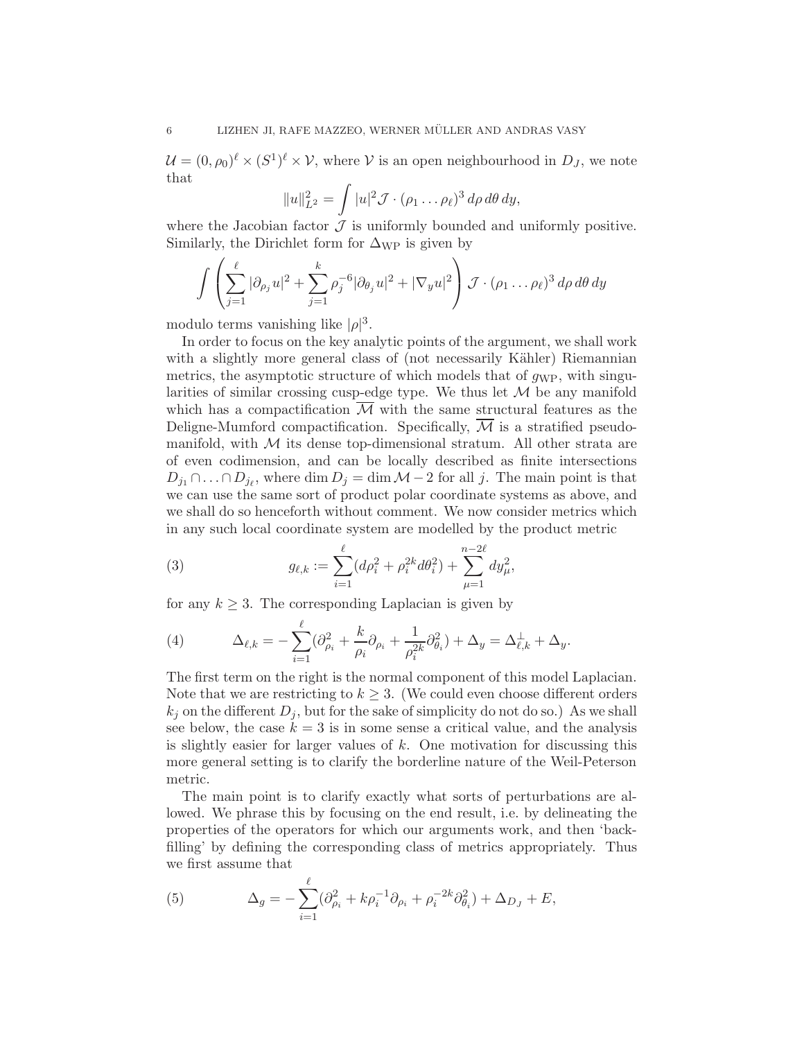$\mathcal{U} = (0, \rho_0)^\ell \times (S^1)^\ell \times \mathcal{V}$, where $\mathcal{V}$ is an open neighbourhood in $D_J$, we note that

$$\|u\|^2_{L^2} = \int |u|^2 \mathcal{J} \cdot (\rho_1 \dots \rho_\ell)^3 \, d\rho \, d\theta \, dy,$$

where the Jacobian factor $\mathcal{J}$ is uniformly bounded and uniformly positive. Similarly, the Dirichlet form for $\Delta_{\mathrm{WP}}$ is given by

$$\int \left( \sum_{j=1}^{\ell} |\partial_{\rho_j} u|^2 + \sum_{j=1}^{k} \rho_j^{-6} |\partial_{\theta_j} u|^2 + |\nabla_y u|^2 \right) \mathcal{J} \cdot (\rho_1 \dots \rho_\ell)^3 \, d\rho \, d\theta \, dy$$

modulo terms vanishing like $|\rho|^3$.

In order to focus on the key analytic points of the argument, we shall work with a slightly more general class of (not necessarily Kähler) Riemannian metrics, the asymptotic structure of which models that of $g_{\mathrm{WP}}$, with singularities of similar crossing cusp-edge type. We thus let $\mathcal{M}$ be any manifold which has a compactification $\overline{\mathcal{M}}$ with the same structural features as the Deligne-Mumford compactification. Specifically, $\overline{\mathcal{M}}$ is a stratified pseudomanifold, with $\mathcal{M}$ its dense top-dimensional stratum. All other strata are of even codimension, and can be locally described as finite intersections $D_{j_1} \cap \ldots \cap D_{j_\ell}$, where $\dim D_j = \dim \mathcal{M} - 2$ for all $j$. The main point is that we can use the same sort of product polar coordinate systems as above, and we shall do so henceforth without comment. We now consider metrics which in any such local coordinate system are modelled by the product metric

$$g_{\ell,k} := \sum_{i=1}^{\ell} (d\rho_i^2 + \rho_i^{2k} d\theta_i^2) + \sum_{\mu=1}^{n-2\ell} dy_\mu^2, \tag{3}$$

for any $k \geq 3$. The corresponding Laplacian is given by

$$\Delta_{\ell,k} = -\sum_{i=1}^{\ell} (\partial_{\rho_i}^2 + \frac{k}{\rho_i} \partial_{\rho_i} + \frac{1}{\rho_i^{2k}} \partial_{\theta_i}^2) + \Delta_y = \Delta_{\ell,k}^{\perp} + \Delta_y. \tag{4}$$

The first term on the right is the normal component of this model Laplacian. Note that we are restricting to $k \geq 3$. (We could even choose different orders $k_j$ on the different $D_j$, but for the sake of simplicity do not do so.) As we shall see below, the case $k = 3$ is in some sense a critical value, and the analysis is slightly easier for larger values of $k$. One motivation for discussing this more general setting is to clarify the borderline nature of the Weil-Peterson metric.

The main point is to clarify exactly what sorts of perturbations are allowed. We phrase this by focusing on the end result, i.e. by delineating the properties of the operators for which our arguments work, and then 'backfilling' by defining the corresponding class of metrics appropriately. Thus we first assume that

$$\Delta_g = -\sum_{i=1}^{\ell} (\partial_{\rho_i}^2 + k\rho_i^{-1} \partial_{\rho_i} + \rho_i^{-2k} \partial_{\theta_i}^2) + \Delta_{D_J} + E, \tag{5}$$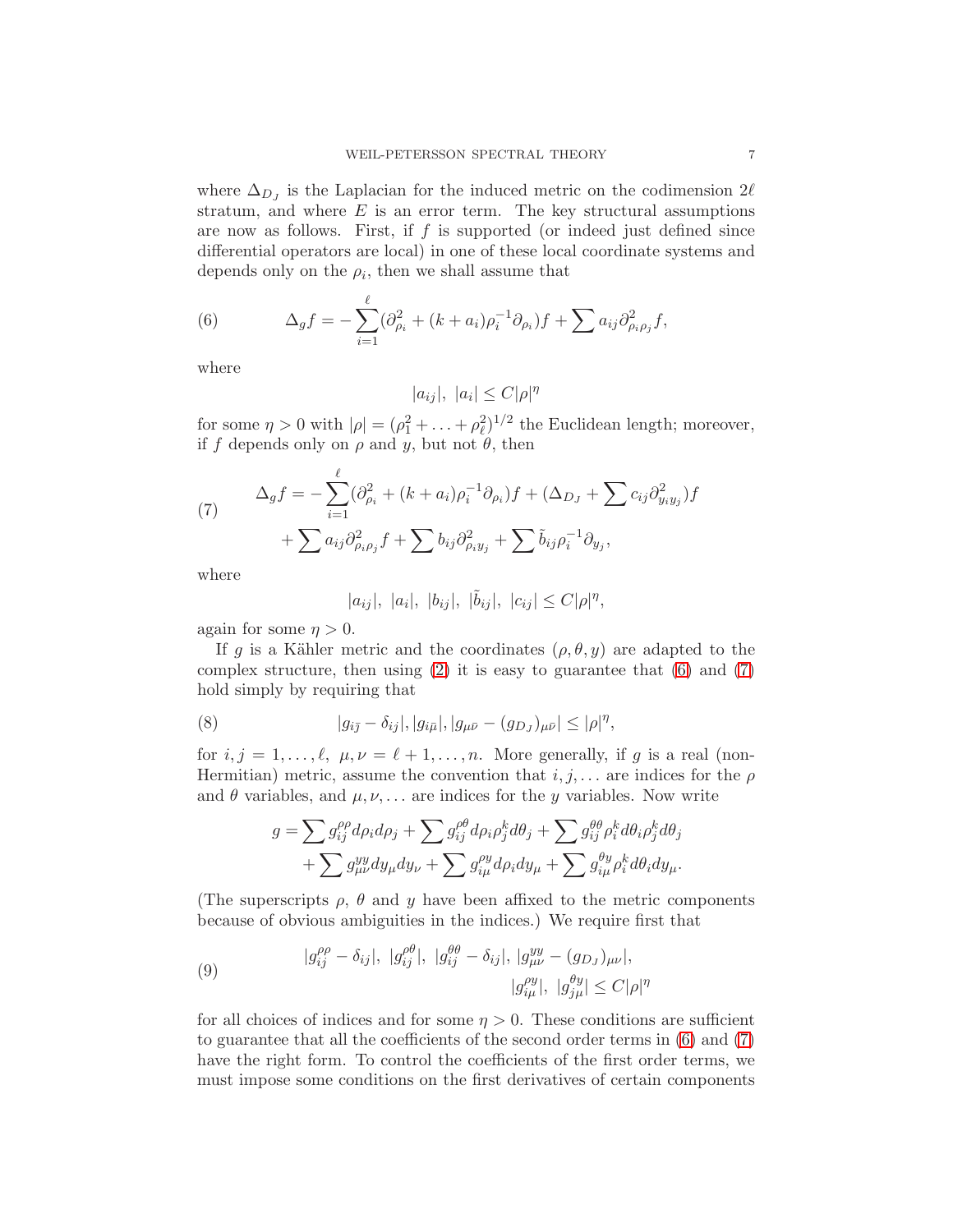where $\Delta_{D_J}$ is the Laplacian for the induced metric on the codimension $2\ell$ stratum, and where $E$ is an error term. The key structural assumptions are now as follows. First, if $f$ is supported (or indeed just defined since differential operators are local) in one of these local coordinate systems and depends only on the $\rho_i$, then we shall assume that

$$\Delta_g f = -\sum_{i=1}^{\ell}(\partial_{\rho_i}^2 + (k+a_i)\rho_i^{-1}\partial_{\rho_i})f + \sum a_{ij}\partial^2_{\rho_i\rho_j}f, \tag{6}$$

where

$$|a_{ij}|,\ |a_i| \le C|\rho|^\eta$$

for some $\eta > 0$ with $|\rho| = (\rho_1^2 + \ldots + \rho_\ell^2)^{1/2}$ the Euclidean length; moreover, if $f$ depends only on $\rho$ and $y$, but not $\theta$, then

$$\begin{aligned} \Delta_g f = &-\sum_{i=1}^{\ell}(\partial_{\rho_i}^2 + (k+a_i)\rho_i^{-1}\partial_{\rho_i})f + (\Delta_{D_J} + \sum c_{ij}\partial^2_{y_iy_j})f \\ &+ \sum a_{ij}\partial^2_{\rho_i\rho_j}f + \sum b_{ij}\partial^2_{\rho_i y_j} + \sum \tilde{b}_{ij}\rho_i^{-1}\partial_{y_j}, \end{aligned} \tag{7}$$

where

$$|a_{ij}|,\ |a_i|,\ |b_{ij}|,\ |\tilde{b}_{ij}|,\ |c_{ij}| \le C|\rho|^\eta,$$

again for some $\eta > 0$.

If $g$ is a Kähler metric and the coordinates $(\rho, \theta, y)$ are adapted to the complex structure, then using (2) it is easy to guarantee that (6) and (7) hold simply by requiring that

$$|g_{i\bar{j}} - \delta_{ij}|, |g_{i\bar{\mu}}|, |g_{\mu\bar{\nu}} - (g_{D_J})_{\mu\bar{\nu}}| \le |\rho|^\eta, \tag{8}$$

for $i, j = 1, \ldots, \ell,\ \mu, \nu = \ell+1, \ldots, n$. More generally, if $g$ is a real (non-Hermitian) metric, assume the convention that $i, j, \ldots$ are indices for the $\rho$ and $\theta$ variables, and $\mu, \nu, \ldots$ are indices for the $y$ variables. Now write

$$\begin{aligned} g = &\sum g^{\rho\rho}_{ij}d\rho_i d\rho_j + \sum g^{\rho\theta}_{ij}d\rho_i\rho_j^k d\theta_j + \sum g^{\theta\theta}_{ij}\rho_i^k d\theta_i \rho_j^k d\theta_j \\ &+ \sum g^{yy}_{\mu\nu}dy_\mu dy_\nu + \sum g^{\rho y}_{i\mu}d\rho_i dy_\mu + \sum g^{\theta y}_{i\mu}\rho_i^k d\theta_i dy_\mu. \end{aligned}$$

(The superscripts $\rho$, $\theta$ and $y$ have been affixed to the metric components because of obvious ambiguities in the indices.) We require first that

$$\begin{aligned} |g^{\rho\rho}_{ij} - \delta_{ij}|,\ |g^{\rho\theta}_{ij}|,\ |g^{\theta\theta}_{ij} - \delta_{ij}|, |g^{yy}_{\mu\nu} - (g_{D_J})_{\mu\nu}|, \\ |g^{\rho y}_{i\mu}|,\ |g^{\theta y}_{j\mu}| \le C|\rho|^\eta \end{aligned} \tag{9}$$

for all choices of indices and for some $\eta > 0$. These conditions are sufficient to guarantee that all the coefficients of the second order terms in (6) and (7) have the right form. To control the coefficients of the first order terms, we must impose some conditions on the first derivatives of certain components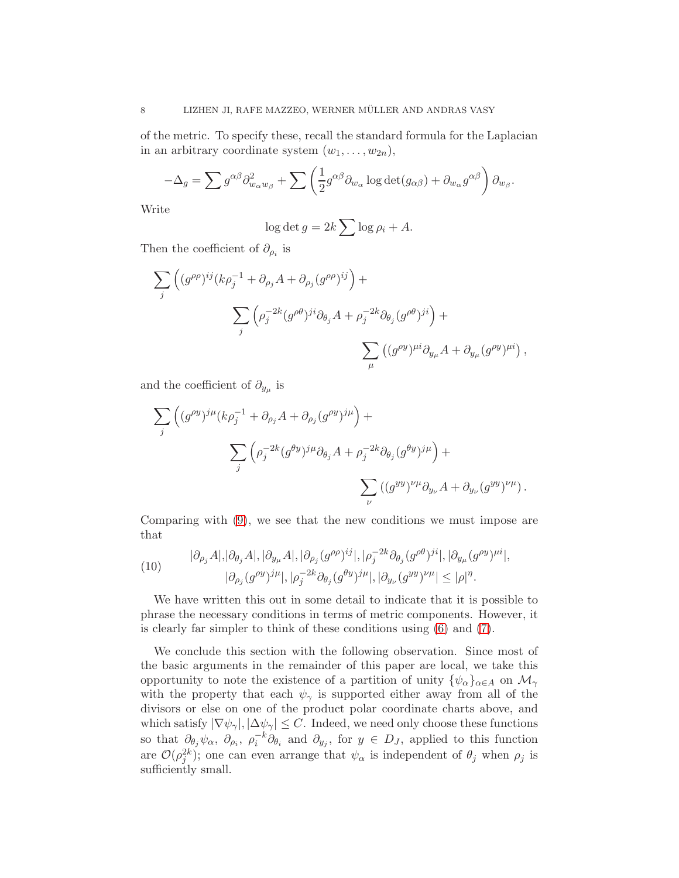of the metric. To specify these, recall the standard formula for the Laplacian in an arbitrary coordinate system $(w_1, \ldots, w_{2n})$,

$$-\Delta_g = \sum g^{\alpha\beta}\partial^2_{w_\alpha w_\beta} + \sum \left(\frac{1}{2}g^{\alpha\beta}\partial_{w_\alpha}\log\det(g_{\alpha\beta}) + \partial_{w_\alpha}g^{\alpha\beta}\right)\partial_{w_\beta}.$$

Write

$$\log\det g = 2k\sum \log\rho_i + A.$$

Then the coefficient of $\partial_{\rho_i}$ is

$$\sum_j \left((g^{\rho\rho})^{ij}(k\rho_j^{-1} + \partial_{\rho_j}A + \partial_{\rho_j}(g^{\rho\rho})^{ij}\right) + \sum_j \left(\rho_j^{-2k}(g^{\rho\theta})^{ji}\partial_{\theta_j}A + \rho_j^{-2k}\partial_{\theta_j}(g^{\rho\theta})^{ji}\right) + \sum_\mu \left((g^{\rho y})^{\mu i}\partial_{y_\mu}A + \partial_{y_\mu}(g^{\rho y})^{\mu i}\right),$$

and the coefficient of $\partial_{y_\mu}$ is

$$\sum_j \left((g^{\rho y})^{j\mu}(k\rho_j^{-1} + \partial_{\rho_j}A + \partial_{\rho_j}(g^{\rho y})^{j\mu}\right) + \sum_j \left(\rho_j^{-2k}(g^{\theta y})^{j\mu}\partial_{\theta_j}A + \rho_j^{-2k}\partial_{\theta_j}(g^{\theta y})^{j\mu}\right) + \sum_\nu \left((g^{yy})^{\nu\mu}\partial_{y_\nu}A + \partial_{y_\nu}(g^{yy})^{\nu\mu}\right).$$

Comparing with (9), we see that the new conditions we must impose are that

$$\begin{aligned} &|\partial_{\rho_j}A|, |\partial_{\theta_j}A|, |\partial_{y_\mu}A|, |\partial_{\rho_j}(g^{\rho\rho})^{ij}|, |\rho_j^{-2k}\partial_{\theta_j}(g^{\rho\theta})^{ji}|, |\partial_{y_\mu}(g^{\rho y})^{\mu i}|, \\ &|\partial_{\rho_j}(g^{\rho y})^{j\mu}|, |\rho_j^{-2k}\partial_{\theta_j}(g^{\theta y})^{j\mu}|, |\partial_{y_\nu}(g^{yy})^{\nu\mu}| \le |\rho|^\eta. \end{aligned} \tag{10}$$

We have written this out in some detail to indicate that it is possible to phrase the necessary conditions in terms of metric components. However, it is clearly far simpler to think of these conditions using (6) and (7).

We conclude this section with the following observation. Since most of the basic arguments in the remainder of this paper are local, we take this opportunity to note the existence of a partition of unity $\{\psi_\alpha\}_{\alpha\in A}$ on $\mathcal{M}_\gamma$ with the property that each $\psi_\gamma$ is supported either away from all of the divisors or else on one of the product polar coordinate charts above, and which satisfy $|\nabla\psi_\gamma|, |\Delta\psi_\gamma| \le C$. Indeed, we need only choose these functions so that $\partial_{\theta_j}\psi_\alpha$, $\partial_{\rho_i}$, $\rho_i^{-k}\partial_{\theta_i}$ and $\partial_{y_j}$, for $y \in D_J$, applied to this function are $\mathcal{O}(\rho_j^{2k})$; one can even arrange that $\psi_\alpha$ is independent of $\theta_j$ when $\rho_j$ is sufficiently small.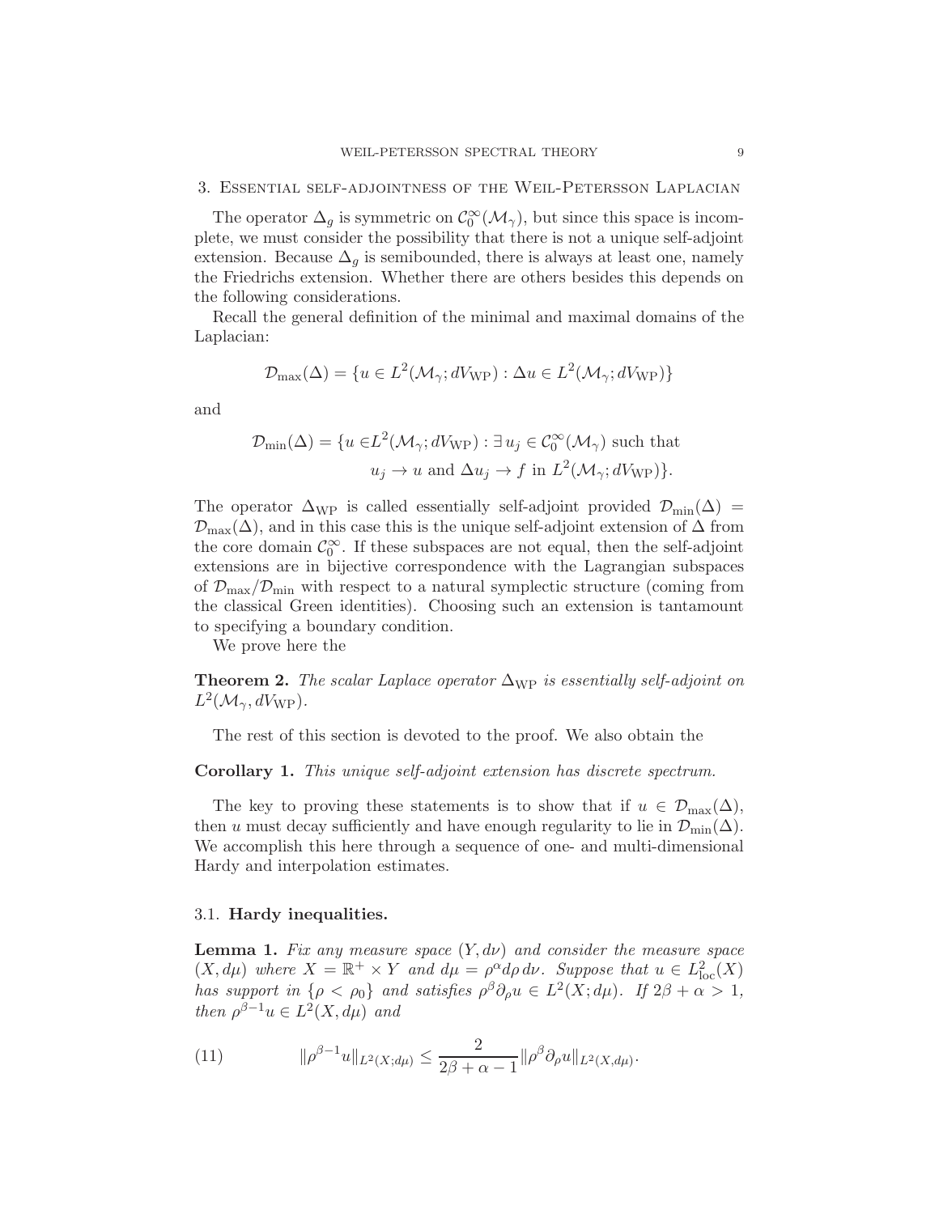## 3. Essential self-adjointness of the Weil-Petersson Laplacian

The operator $\Delta_g$ is symmetric on $\mathcal{C}_0^\infty(\mathcal{M}_\gamma)$, but since this space is incomplete, we must consider the possibility that there is not a unique self-adjoint extension. Because $\Delta_g$ is semibounded, there is always at least one, namely the Friedrichs extension. Whether there are others besides this depends on the following considerations.

Recall the general definition of the minimal and maximal domains of the Laplacian:

$$\mathcal{D}_{\max}(\Delta) = \{u \in L^2(\mathcal{M}_\gamma; dV_{\mathrm{WP}}) : \Delta u \in L^2(\mathcal{M}_\gamma; dV_{\mathrm{WP}})\}$$

and

$$\begin{aligned}\mathcal{D}_{\min}(\Delta) = \{u \in & L^2(\mathcal{M}_\gamma; dV_{\mathrm{WP}}) : \exists\, u_j \in \mathcal{C}_0^\infty(\mathcal{M}_\gamma) \text{ such that} \\ & u_j \to u \text{ and } \Delta u_j \to f \text{ in } L^2(\mathcal{M}_\gamma; dV_{\mathrm{WP}})\}.\end{aligned}$$

The operator $\Delta_{\mathrm{WP}}$ is called essentially self-adjoint provided $\mathcal{D}_{\min}(\Delta) = \mathcal{D}_{\max}(\Delta)$, and in this case this is the unique self-adjoint extension of $\Delta$ from the core domain $\mathcal{C}_0^\infty$. If these subspaces are not equal, then the self-adjoint extensions are in bijective correspondence with the Lagrangian subspaces of $\mathcal{D}_{\max}/\mathcal{D}_{\min}$ with respect to a natural symplectic structure (coming from the classical Green identities). Choosing such an extension is tantamount to specifying a boundary condition.

We prove here the

**Theorem 2.** *The scalar Laplace operator $\Delta_{\mathrm{WP}}$ is essentially self-adjoint on $L^2(\mathcal{M}_\gamma, dV_{\mathrm{WP}})$.*

The rest of this section is devoted to the proof. We also obtain the

**Corollary 1.** *This unique self-adjoint extension has discrete spectrum.*

The key to proving these statements is to show that if $u \in \mathcal{D}_{\max}(\Delta)$, then $u$ must decay sufficiently and have enough regularity to lie in $\mathcal{D}_{\min}(\Delta)$. We accomplish this here through a sequence of one- and multi-dimensional Hardy and interpolation estimates.

### 3.1. Hardy inequalities.

**Lemma 1.** *Fix any measure space $(Y, d\nu)$ and consider the measure space $(X, d\mu)$ where $X = \mathbb{R}^+ \times Y$ and $d\mu = \rho^\alpha d\rho\, d\nu$. Suppose that $u \in L^2_{\mathrm{loc}}(X)$ has support in $\{\rho < \rho_0\}$ and satisfies $\rho^\beta \partial_\rho u \in L^2(X; d\mu)$. If $2\beta + \alpha > 1$, then $\rho^{\beta-1} u \in L^2(X, d\mu)$ and*

$$\|\rho^{\beta-1} u\|_{L^2(X;d\mu)} \leq \frac{2}{2\beta + \alpha - 1} \|\rho^\beta \partial_\rho u\|_{L^2(X,d\mu)}. \tag{11}$$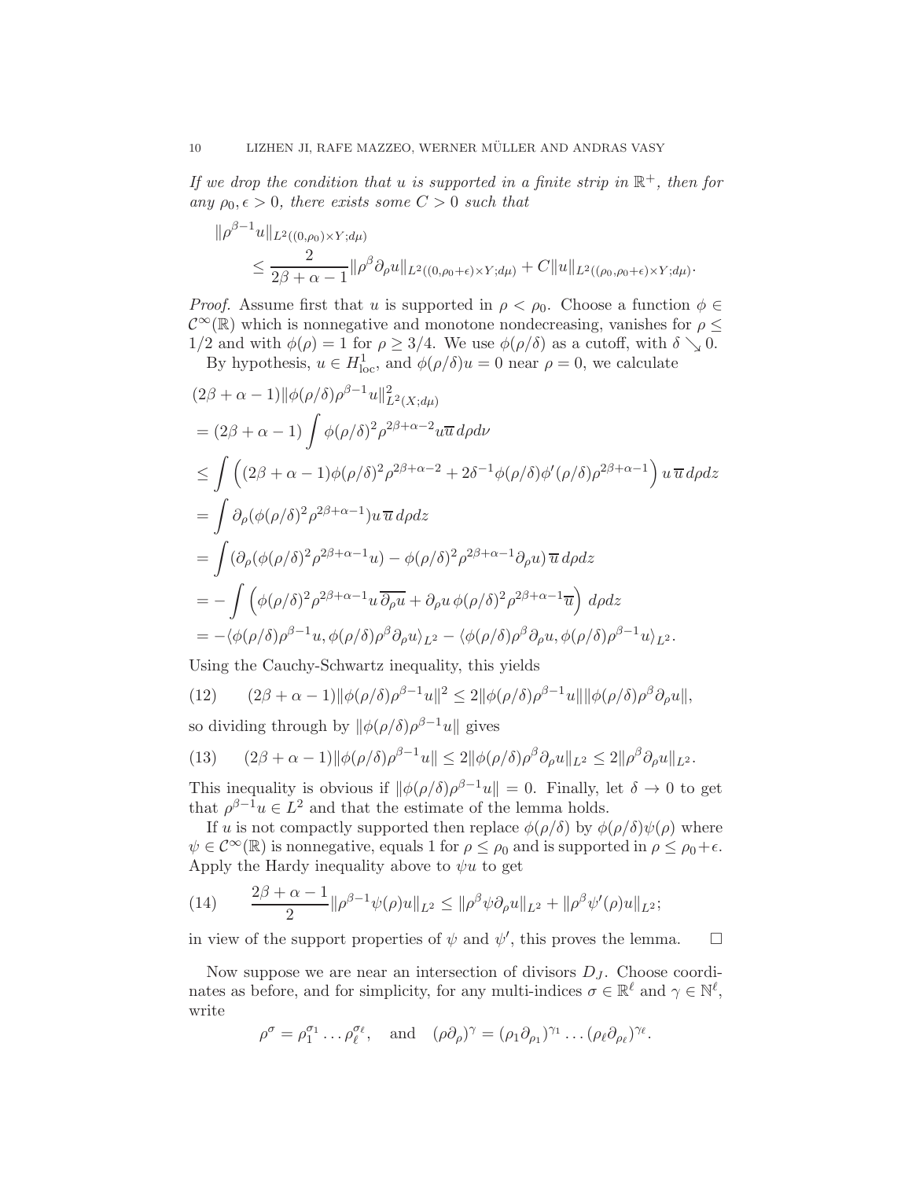*If we drop the condition that $u$ is supported in a finite strip in $\mathbb{R}^+$, then for any $\rho_0, \epsilon > 0$, there exists some $C > 0$ such that*

$$
\begin{aligned}
&\|\rho^{\beta-1}u\|_{L^2((0,\rho_0)\times Y;d\mu)} \\
&\qquad \leq \frac{2}{2\beta+\alpha-1}\|\rho^{\beta}\partial_\rho u\|_{L^2((0,\rho_0+\epsilon)\times Y;d\mu)} + C\|u\|_{L^2((\rho_0,\rho_0+\epsilon)\times Y;d\mu)}.
\end{aligned}
$$

*Proof.* Assume first that $u$ is supported in $\rho < \rho_0$. Choose a function $\phi \in \mathcal{C}^\infty(\mathbb{R})$ which is nonnegative and monotone nondecreasing, vanishes for $\rho \leq 1/2$ and with $\phi(\rho) = 1$ for $\rho \geq 3/4$. We use $\phi(\rho/\delta)$ as a cutoff, with $\delta \searrow 0$.

By hypothesis, $u \in H^1_{\mathrm{loc}}$, and $\phi(\rho/\delta)u = 0$ near $\rho = 0$, we calculate

$$
\begin{aligned}
&(2\beta+\alpha-1)\|\phi(\rho/\delta)\rho^{\beta-1}u\|^2_{L^2(X;d\mu)} \\
&= (2\beta+\alpha-1)\int \phi(\rho/\delta)^2\rho^{2\beta+\alpha-2}u\overline{u}\,d\rho d\nu \\
&\leq \int \Big((2\beta+\alpha-1)\phi(\rho/\delta)^2\rho^{2\beta+\alpha-2} + 2\delta^{-1}\phi(\rho/\delta)\phi'(\rho/\delta)\rho^{2\beta+\alpha-1}\Big)\,u\,\overline{u}\,d\rho dz \\
&= \int \partial_\rho(\phi(\rho/\delta)^2\rho^{2\beta+\alpha-1})u\,\overline{u}\,d\rho dz \\
&= \int (\partial_\rho(\phi(\rho/\delta)^2\rho^{2\beta+\alpha-1}u) - \phi(\rho/\delta)^2\rho^{2\beta+\alpha-1}\partial_\rho u)\,\overline{u}\,d\rho dz \\
&= -\int \Big(\phi(\rho/\delta)^2\rho^{2\beta+\alpha-1}u\,\overline{\partial_\rho u} + \partial_\rho u\,\phi(\rho/\delta)^2\rho^{2\beta+\alpha-1}\overline{u}\Big)\,d\rho dz \\
&= -\langle\phi(\rho/\delta)\rho^{\beta-1}u, \phi(\rho/\delta)\rho^{\beta}\partial_\rho u\rangle_{L^2} - \langle\phi(\rho/\delta)\rho^{\beta}\partial_\rho u, \phi(\rho/\delta)\rho^{\beta-1}u\rangle_{L^2}.
\end{aligned}
$$

Using the Cauchy-Schwartz inequality, this yields

$$
(2\beta+\alpha-1)\|\phi(\rho/\delta)\rho^{\beta-1}u\|^2 \leq 2\|\phi(\rho/\delta)\rho^{\beta-1}u\|\|\phi(\rho/\delta)\rho^{\beta}\partial_\rho u\|, \tag{12}
$$

so dividing through by $\|\phi(\rho/\delta)\rho^{\beta-1}u\|$ gives

$$
(2\beta+\alpha-1)\|\phi(\rho/\delta)\rho^{\beta-1}u\| \leq 2\|\phi(\rho/\delta)\rho^{\beta}\partial_\rho u\|_{L^2} \leq 2\|\rho^{\beta}\partial_\rho u\|_{L^2}. \tag{13}
$$

This inequality is obvious if $\|\phi(\rho/\delta)\rho^{\beta-1}u\| = 0$. Finally, let $\delta \to 0$ to get that $\rho^{\beta-1}u \in L^2$ and that the estimate of the lemma holds.

If $u$ is not compactly supported then replace $\phi(\rho/\delta)$ by $\phi(\rho/\delta)\psi(\rho)$ where $\psi \in \mathcal{C}^\infty(\mathbb{R})$ is nonnegative, equals 1 for $\rho \leq \rho_0$ and is supported in $\rho \leq \rho_0+\epsilon$. Apply the Hardy inequality above to $\psi u$ to get

$$
\frac{2\beta+\alpha-1}{2}\|\rho^{\beta-1}\psi(\rho)u\|_{L^2} \leq \|\rho^{\beta}\psi\partial_\rho u\|_{L^2} + \|\rho^{\beta}\psi'(\rho)u\|_{L^2}; \tag{14}
$$

in view of the support properties of $\psi$ and $\psi'$, this proves the lemma. $\square$

Now suppose we are near an intersection of divisors $D_J$. Choose coordinates as before, and for simplicity, for any multi-indices $\sigma \in \mathbb{R}^\ell$ and $\gamma \in \mathbb{N}^\ell$, write

$$
\rho^\sigma = \rho_1^{\sigma_1}\ldots\rho_\ell^{\sigma_\ell}, \quad \text{and} \quad (\rho\partial_\rho)^\gamma = (\rho_1\partial_{\rho_1})^{\gamma_1}\ldots(\rho_\ell\partial_{\rho_\ell})^{\gamma_\ell}.
$$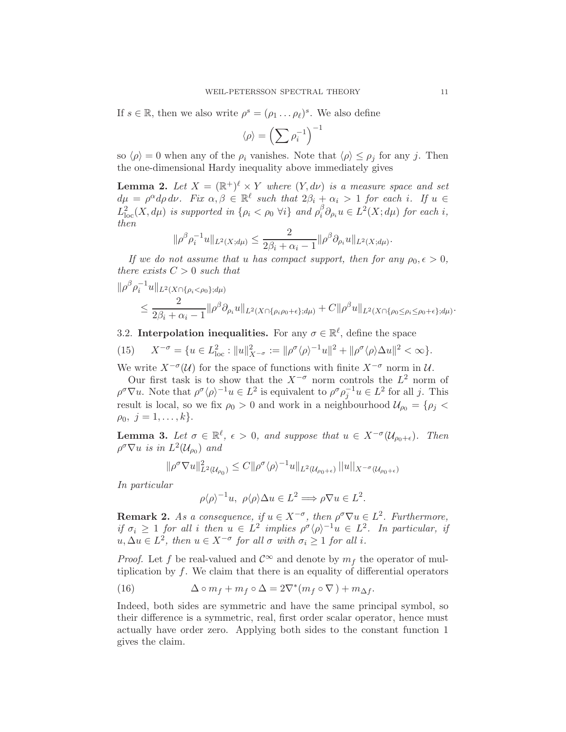If $s \in \mathbb{R}$, then we also write $\rho^s = (\rho_1 \ldots \rho_\ell)^s$. We also define

$$\langle \rho \rangle = \Big( \sum \rho_i^{-1} \Big)^{-1}$$

so $\langle \rho \rangle = 0$ when any of the $\rho_i$ vanishes. Note that $\langle \rho \rangle \leq \rho_j$ for any $j$. Then the one-dimensional Hardy inequality above immediately gives

**Lemma 2.** *Let $X = (\mathbb{R}^+)^\ell \times Y$ where $(Y, d\nu)$ is a measure space and set $d\mu = \rho^\alpha d\rho \, d\nu$. Fix $\alpha, \beta \in \mathbb{R}^\ell$ such that $2\beta_i + \alpha_i > 1$ for each $i$. If $u \in L^2_{\mathrm{loc}}(X, d\mu)$ is supported in $\{\rho_i < \rho_0 \ \forall i\}$ and $\rho_i^\beta \partial_{\rho_i} u \in L^2(X; d\mu)$ for each $i$, then*

$$\|\rho^\beta \rho_i^{-1} u\|_{L^2(X; d\mu)} \leq \frac{2}{2\beta_i + \alpha_i - 1} \|\rho^\beta \partial_{\rho_i} u\|_{L^2(X; d\mu)}.$$

*If we do not assume that $u$ has compact support, then for any $\rho_0, \epsilon > 0$, there exists $C > 0$ such that*

$$\|\rho^\beta \rho_i^{-1} u\|_{L^2(X \cap \{\rho_i < \rho_0\}; d\mu)} \leq \frac{2}{2\beta_i + \alpha_i - 1} \|\rho^\beta \partial_{\rho_i} u\|_{L^2(X \cap \{\rho_i \rho_0 + \epsilon\}; d\mu)} + C \|\rho^\beta u\|_{L^2(X \cap \{\rho_0 \leq \rho_i \leq \rho_0 + \epsilon\}; d\mu)}.$$

## 3.2. Interpolation inequalities.

For any $\sigma \in \mathbb{R}^\ell$, define the space

$$X^{-\sigma} = \{u \in L^2_{\mathrm{loc}} : \|u\|^2_{X^{-\sigma}} := \|\rho^\sigma \langle \rho \rangle^{-1} u\|^2 + \|\rho^\sigma \langle \rho \rangle \Delta u\|^2 < \infty\}. \tag{15}$$

We write $X^{-\sigma}(\mathcal{U})$ for the space of functions with finite $X^{-\sigma}$ norm in $\mathcal{U}$.

Our first task is to show that the $X^{-\sigma}$ norm controls the $L^2$ norm of $\rho^\sigma \nabla u$. Note that $\rho^\sigma \langle \rho \rangle^{-1} u \in L^2$ is equivalent to $\rho^\sigma \rho_j^{-1} u \in L^2$ for all $j$. This result is local, so we fix $\rho_0 > 0$ and work in a neighbourhood $\mathcal{U}_{\rho_0} = \{\rho_j < \rho_0, \ j = 1, \ldots, k\}$.

**Lemma 3.** *Let $\sigma \in \mathbb{R}^\ell$, $\epsilon > 0$, and suppose that $u \in X^{-\sigma}(\mathcal{U}_{\rho_0 + \epsilon})$. Then $\rho^\sigma \nabla u$ is in $L^2(\mathcal{U}_{\rho_0})$ and*

$$\|\rho^\sigma \nabla u\|^2_{L^2(\mathcal{U}_{\rho_0})} \leq C \|\rho^\sigma \langle \rho \rangle^{-1} u\|_{L^2(\mathcal{U}_{\rho_0 + \epsilon})} \, ||u||_{X^{-\sigma}(\mathcal{U}_{\rho_0 + \epsilon})}$$

*In particular*

$$\rho \langle \rho \rangle^{-1} u, \ \rho \langle \rho \rangle \Delta u \in L^2 \Longrightarrow \rho \nabla u \in L^2.$$

**Remark 2.** *As a consequence, if $u \in X^{-\sigma}$, then $\rho^\sigma \nabla u \in L^2$. Furthermore, if $\sigma_i \geq 1$ for all $i$ then $u \in L^2$ implies $\rho^\sigma \langle \rho \rangle^{-1} u \in L^2$. In particular, if $u, \Delta u \in L^2$, then $u \in X^{-\sigma}$ for all $\sigma$ with $\sigma_i \geq 1$ for all $i$.*

*Proof.* Let $f$ be real-valued and $\mathcal{C}^\infty$ and denote by $m_f$ the operator of multiplication by $f$. We claim that there is an equality of differential operators

$$\Delta \circ m_f + m_f \circ \Delta = 2\nabla^*(m_f \circ \nabla\,) + m_{\Delta f}. \tag{16}$$

Indeed, both sides are symmetric and have the same principal symbol, so their difference is a symmetric, real, first order scalar operator, hence must actually have order zero. Applying both sides to the constant function 1 gives the claim.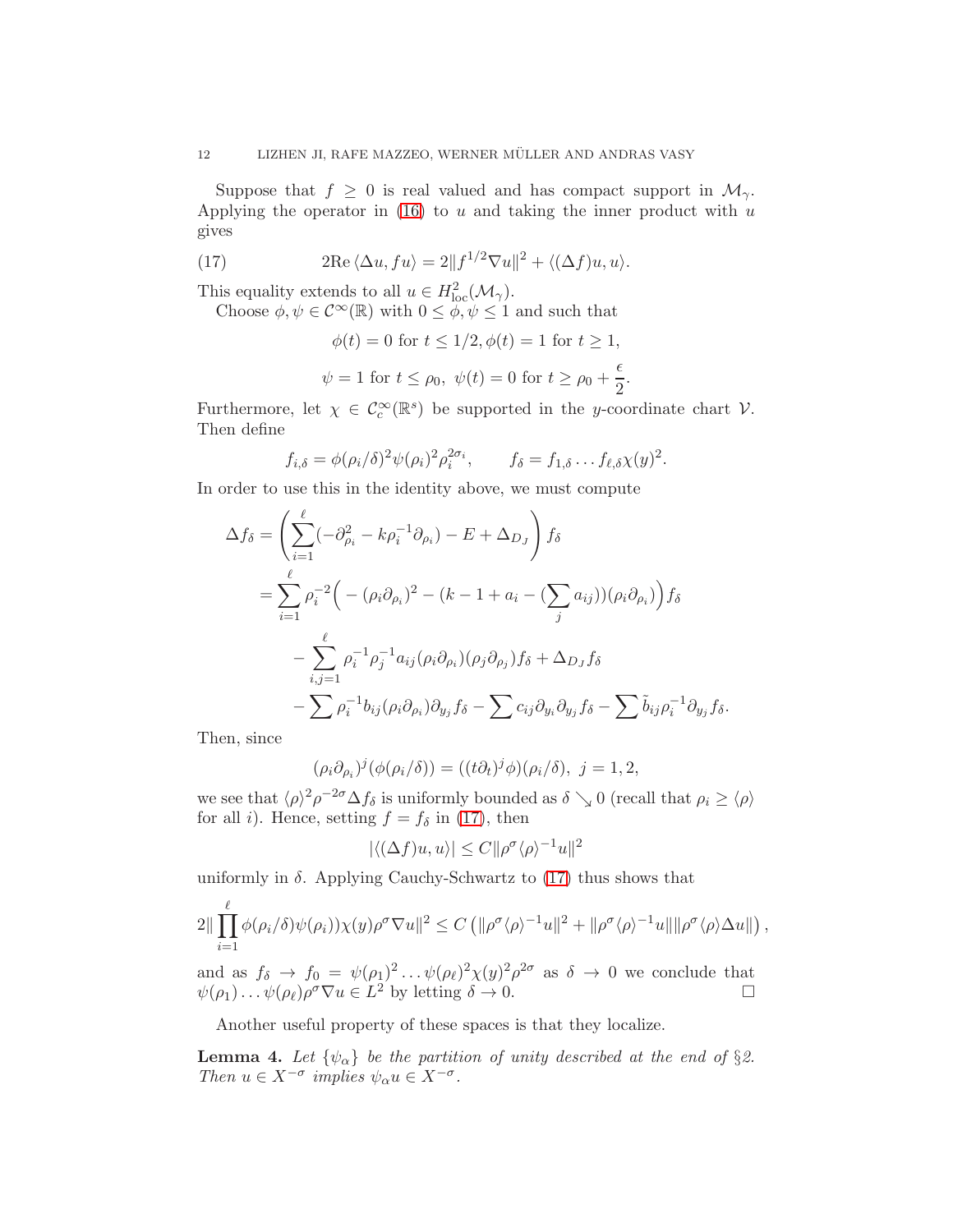Suppose that $f \geq 0$ is real valued and has compact support in $\mathcal{M}_\gamma$. Applying the operator in (16) to $u$ and taking the inner product with $u$ gives

$$2\mathrm{Re}\,\langle \Delta u, fu\rangle = 2\|f^{1/2}\nabla u\|^2 + \langle (\Delta f)u, u\rangle. \tag{17}$$

This equality extends to all $u \in H^2_{\mathrm{loc}}(\mathcal{M}_\gamma)$.

Choose $\phi, \psi \in \mathcal{C}^\infty(\mathbb{R})$ with $0 \leq \phi, \psi \leq 1$ and such that

$$\phi(t) = 0 \text{ for } t \leq 1/2, \phi(t) = 1 \text{ for } t \geq 1,$$

$$\psi = 1 \text{ for } t \leq \rho_0,\ \psi(t) = 0 \text{ for } t \geq \rho_0 + \frac{\epsilon}{2}.$$

Furthermore, let $\chi \in \mathcal{C}^\infty_c(\mathbb{R}^s)$ be supported in the $y$-coordinate chart $\mathcal{V}$. Then define

$$f_{i,\delta} = \phi(\rho_i/\delta)^2\psi(\rho_i)^2\rho_i^{2\sigma_i}, \qquad f_\delta = f_{1,\delta}\dots f_{\ell,\delta}\chi(y)^2.$$

In order to use this in the identity above, we must compute

$$\begin{aligned}
\Delta f_\delta &= \left(\sum_{i=1}^{\ell}(-\partial^2_{\rho_i} - k\rho_i^{-1}\partial_{\rho_i}) - E + \Delta_{D_J}\right) f_\delta \\
&= \sum_{i=1}^{\ell} \rho_i^{-2}\Big( -(\rho_i\partial_{\rho_i})^2 - (k-1+a_i - (\sum_j a_{ij}))(\rho_i\partial_{\rho_i})\Big) f_\delta \\
&\quad - \sum_{i,j=1}^{\ell} \rho_i^{-1}\rho_j^{-1} a_{ij}(\rho_i\partial_{\rho_i})(\rho_j\partial_{\rho_j}) f_\delta + \Delta_{D_J} f_\delta \\
&\quad - \sum \rho_i^{-1} b_{ij}(\rho_i\partial_{\rho_i})\partial_{y_j} f_\delta - \sum c_{ij}\partial_{y_i}\partial_{y_j} f_\delta - \sum \tilde{b}_{ij}\rho_i^{-1}\partial_{y_j} f_\delta.
\end{aligned}$$

Then, since

$$(\rho_i\partial_{\rho_i})^j(\phi(\rho_i/\delta)) = ((t\partial_t)^j\phi)(\rho_i/\delta),\ j = 1, 2,$$

we see that $\langle\rho\rangle^2\rho^{-2\sigma}\Delta f_\delta$ is uniformly bounded as $\delta \searrow 0$ (recall that $\rho_i \geq \langle\rho\rangle$ for all $i$). Hence, setting $f = f_\delta$ in (17), then

$$|\langle(\Delta f)u, u\rangle| \leq C\|\rho^\sigma\langle\rho\rangle^{-1}u\|^2$$

uniformly in $\delta$. Applying Cauchy-Schwartz to (17) thus shows that

$$2\|\prod_{i=1}^{\ell}\phi(\rho_i/\delta)\psi(\rho_i))\chi(y)\rho^\sigma\nabla u\|^2 \leq C\left(\|\rho^\sigma\langle\rho\rangle^{-1}u\|^2 + \|\rho^\sigma\langle\rho\rangle^{-1}u\|\|\rho^\sigma\langle\rho\rangle\Delta u\|\right),$$

and as $f_\delta \to f_0 = \psi(\rho_1)^2\dots\psi(\rho_\ell)^2\chi(y)^2\rho^{2\sigma}$ as $\delta \to 0$ we conclude that $\psi(\rho_1)\dots\psi(\rho_\ell)\rho^\sigma\nabla u \in L^2$ by letting $\delta \to 0$. □

Another useful property of these spaces is that they localize.

**Lemma 4.** *Let $\{\psi_\alpha\}$ be the partition of unity described at the end of §2. Then $u \in X^{-\sigma}$ implies $\psi_\alpha u \in X^{-\sigma}$.*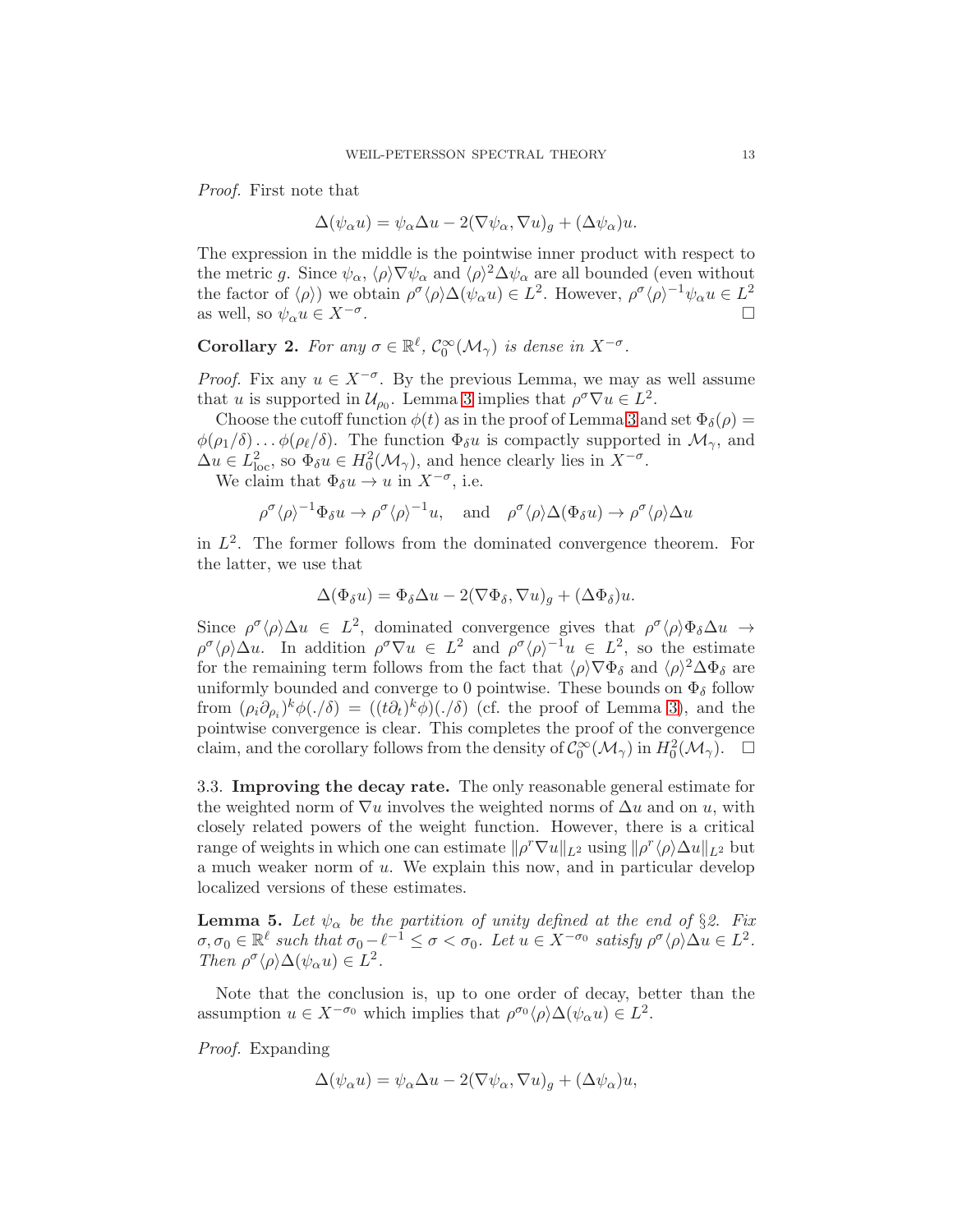*Proof.* First note that

$$\Delta(\psi_\alpha u) = \psi_\alpha \Delta u - 2(\nabla \psi_\alpha, \nabla u)_g + (\Delta \psi_\alpha) u.$$

The expression in the middle is the pointwise inner product with respect to the metric $g$. Since $\psi_\alpha$, $\langle\rho\rangle \nabla \psi_\alpha$ and $\langle\rho\rangle^2 \Delta \psi_\alpha$ are all bounded (even without the factor of $\langle\rho\rangle$) we obtain $\rho^\sigma \langle\rho\rangle \Delta(\psi_\alpha u) \in L^2$. However, $\rho^\sigma \langle\rho\rangle^{-1} \psi_\alpha u \in L^2$ as well, so $\psi_\alpha u \in X^{-\sigma}$. □

**Corollary 2.** *For any $\sigma \in \mathbb{R}^\ell$, $\mathcal{C}_0^\infty(\mathcal{M}_\gamma)$ is dense in $X^{-\sigma}$.*

*Proof.* Fix any $u \in X^{-\sigma}$. By the previous Lemma, we may as well assume that $u$ is supported in $\mathcal{U}_{\rho_0}$. Lemma 3 implies that $\rho^\sigma \nabla u \in L^2$.

Choose the cutoff function $\phi(t)$ as in the proof of Lemma 3 and set $\Phi_\delta(\rho) = \phi(\rho_1/\delta) \dots \phi(\rho_\ell/\delta)$. The function $\Phi_\delta u$ is compactly supported in $\mathcal{M}_\gamma$, and $\Delta u \in L^2_{\mathrm{loc}}$, so $\Phi_\delta u \in H_0^2(\mathcal{M}_\gamma)$, and hence clearly lies in $X^{-\sigma}$.

We claim that $\Phi_\delta u \to u$ in $X^{-\sigma}$, i.e.

$$\rho^\sigma \langle\rho\rangle^{-1} \Phi_\delta u \to \rho^\sigma \langle\rho\rangle^{-1} u, \quad \text{and} \quad \rho^\sigma \langle\rho\rangle \Delta(\Phi_\delta u) \to \rho^\sigma \langle\rho\rangle \Delta u$$

in $L^2$. The former follows from the dominated convergence theorem. For the latter, we use that

$$\Delta(\Phi_\delta u) = \Phi_\delta \Delta u - 2(\nabla \Phi_\delta, \nabla u)_g + (\Delta \Phi_\delta) u.$$

Since $\rho^\sigma \langle\rho\rangle \Delta u \in L^2$, dominated convergence gives that $\rho^\sigma \langle\rho\rangle \Phi_\delta \Delta u \to \rho^\sigma \langle\rho\rangle \Delta u$. In addition $\rho^\sigma \nabla u \in L^2$ and $\rho^\sigma \langle\rho\rangle^{-1} u \in L^2$, so the estimate for the remaining term follows from the fact that $\langle\rho\rangle \nabla \Phi_\delta$ and $\langle\rho\rangle^2 \Delta \Phi_\delta$ are uniformly bounded and converge to 0 pointwise. These bounds on $\Phi_\delta$ follow from $(\rho_i \partial_{\rho_i})^k \phi(./\delta) = ((t\partial_t)^k \phi)(./\delta)$ (cf. the proof of Lemma 3), and the pointwise convergence is clear. This completes the proof of the convergence claim, and the corollary follows from the density of $\mathcal{C}_0^\infty(\mathcal{M}_\gamma)$ in $H_0^2(\mathcal{M}_\gamma)$. □

### 3.3. Improving the decay rate.

The only reasonable general estimate for the weighted norm of $\nabla u$ involves the weighted norms of $\Delta u$ and on $u$, with closely related powers of the weight function. However, there is a critical range of weights in which one can estimate $\|\rho^r \nabla u\|_{L^2}$ using $\|\rho^r \langle\rho\rangle \Delta u\|_{L^2}$ but a much weaker norm of $u$. We explain this now, and in particular develop localized versions of these estimates.

**Lemma 5.** *Let $\psi_\alpha$ be the partition of unity defined at the end of §2. Fix $\sigma, \sigma_0 \in \mathbb{R}^\ell$ such that $\sigma_0 - \ell^{-1} \leq \sigma < \sigma_0$. Let $u \in X^{-\sigma_0}$ satisfy $\rho^\sigma \langle\rho\rangle \Delta u \in L^2$. Then $\rho^\sigma \langle\rho\rangle \Delta(\psi_\alpha u) \in L^2$.*

Note that the conclusion is, up to one order of decay, better than the assumption $u \in X^{-\sigma_0}$ which implies that $\rho^{\sigma_0} \langle\rho\rangle \Delta(\psi_\alpha u) \in L^2$.

*Proof.* Expanding

$$\Delta(\psi_\alpha u) = \psi_\alpha \Delta u - 2(\nabla \psi_\alpha, \nabla u)_g + (\Delta \psi_\alpha) u,$$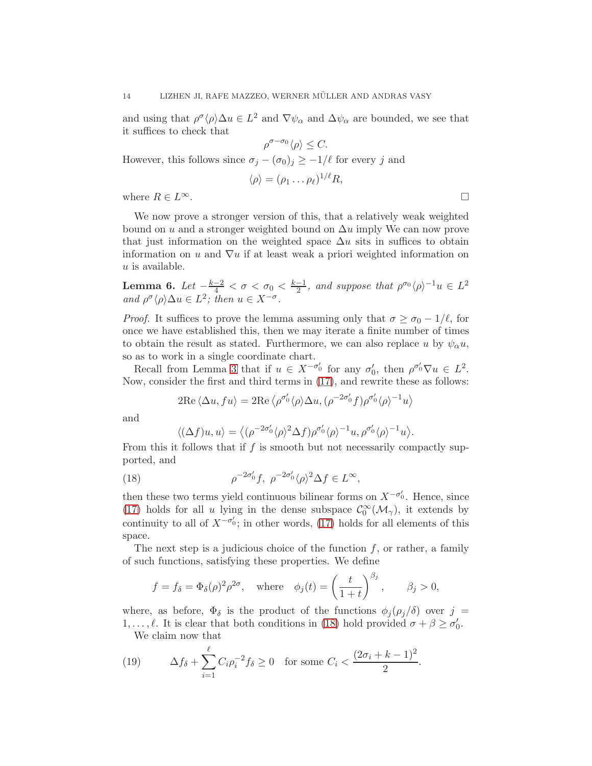and using that $\rho^\sigma \langle\rho\rangle \Delta u \in L^2$ and $\nabla\psi_\alpha$ and $\Delta\psi_\alpha$ are bounded, we see that it suffices to check that

$$\rho^{\sigma-\sigma_0}\langle\rho\rangle \leq C.$$

However, this follows since $\sigma_j - (\sigma_0)_j \geq -1/\ell$ for every $j$ and

$$\langle\rho\rangle = (\rho_1 \dots \rho_\ell)^{1/\ell} R,$$

where $R \in L^\infty$. □

We now prove a stronger version of this, that a relatively weak weighted bound on $u$ and a stronger weighted bound on $\Delta u$ imply We can now prove that just information on the weighted space $\Delta u$ sits in suffices to obtain information on $u$ and $\nabla u$ if at least weak a priori weighted information on $u$ is available.

**Lemma 6.** *Let $-\frac{k-2}{4} < \sigma < \sigma_0 < \frac{k-1}{2}$, and suppose that $\rho^{\sigma_0}\langle\rho\rangle^{-1}u \in L^2$ and $\rho^\sigma\langle\rho\rangle\Delta u \in L^2$; then $u \in X^{-\sigma}$.*

*Proof.* It suffices to prove the lemma assuming only that $\sigma \geq \sigma_0 - 1/\ell$, for once we have established this, then we may iterate a finite number of times to obtain the result as stated. Furthermore, we can also replace $u$ by $\psi_\alpha u$, so as to work in a single coordinate chart.

Recall from Lemma 3 that if $u \in X^{-\sigma_0'}$ for any $\sigma_0'$, then $\rho^{\sigma_0'}\nabla u \in L^2$. Now, consider the first and third terms in (17), and rewrite these as follows:

$$2\mathrm{Re}\,\langle \Delta u, fu\rangle = 2\mathrm{Re}\,\big\langle \rho^{\sigma_0'}\langle\rho\rangle\Delta u, (\rho^{-2\sigma_0'}f)\rho^{\sigma_0'}\langle\rho\rangle^{-1}u\big\rangle$$

and

$$\langle(\Delta f)u, u\rangle = \big\langle(\rho^{-2\sigma_0'}\langle\rho\rangle^2\Delta f)\rho^{\sigma_0'}\langle\rho\rangle^{-1}u, \rho^{\sigma_0'}\langle\rho\rangle^{-1}u\big\rangle.$$

From this it follows that if $f$ is smooth but not necessarily compactly supported, and

$$\rho^{-2\sigma_0'}f,\ \rho^{-2\sigma_0'}\langle\rho\rangle^2\Delta f \in L^\infty, \tag{18}$$

then these two terms yield continuous bilinear forms on $X^{-\sigma_0'}$. Hence, since (17) holds for all $u$ lying in the dense subspace $\mathcal{C}_0^\infty(\mathcal{M}_\gamma)$, it extends by continuity to all of $X^{-\sigma_0'}$; in other words, (17) holds for all elements of this space.

The next step is a judicious choice of the function $f$, or rather, a family of such functions, satisfying these properties. We define

$$f = f_\delta = \Phi_\delta(\rho)^2\rho^{2\sigma}, \quad \text{where} \quad \phi_j(t) = \left(\frac{t}{1+t}\right)^{\beta_j}, \qquad \beta_j > 0,$$

where, as before, $\Phi_\delta$ is the product of the functions $\phi_j(\rho_j/\delta)$ over $j = 1, \dots, \ell$. It is clear that both conditions in (18) hold provided $\sigma + \beta \geq \sigma_0'$.

We claim now that

$$\Delta f_\delta + \sum_{i=1}^{\ell} C_i \rho_i^{-2} f_\delta \geq 0 \quad \text{for some } C_i < \frac{(2\sigma_i + k - 1)^2}{2}. \tag{19}$$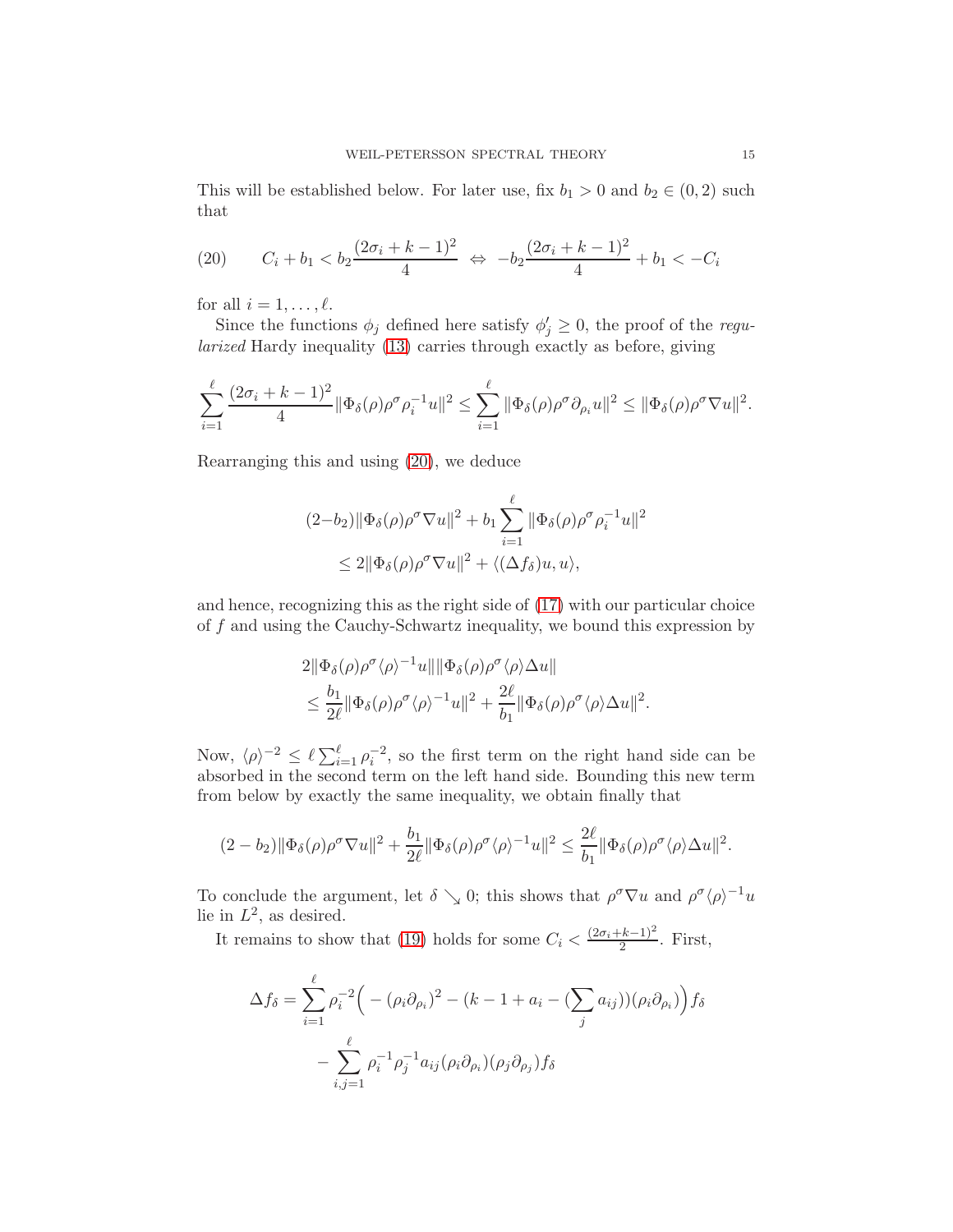This will be established below. For later use, fix $b_1 > 0$ and $b_2 \in (0, 2)$ such that

$$C_i + b_1 < b_2 \frac{(2\sigma_i + k - 1)^2}{4} \;\Leftrightarrow\; -b_2 \frac{(2\sigma_i + k - 1)^2}{4} + b_1 < -C_i \tag{20}$$

for all $i = 1, \ldots, \ell$.

Since the functions $\phi_j$ defined here satisfy $\phi_j' \geq 0$, the proof of the *regularized* Hardy inequality (13) carries through exactly as before, giving

$$\sum_{i=1}^{\ell} \frac{(2\sigma_i + k - 1)^2}{4} \|\Phi_\delta(\rho)\rho^\sigma \rho_i^{-1} u\|^2 \leq \sum_{i=1}^{\ell} \|\Phi_\delta(\rho)\rho^\sigma \partial_{\rho_i} u\|^2 \leq \|\Phi_\delta(\rho)\rho^\sigma \nabla u\|^2.$$

Rearranging this and using (20), we deduce

$$\begin{aligned}(2-b_2)\|\Phi_\delta(\rho)\rho^\sigma \nabla u\|^2 &+ b_1 \sum_{i=1}^{\ell} \|\Phi_\delta(\rho)\rho^\sigma \rho_i^{-1} u\|^2 \\ &\leq 2\|\Phi_\delta(\rho)\rho^\sigma \nabla u\|^2 + \langle (\Delta f_\delta) u, u\rangle,\end{aligned}$$

and hence, recognizing this as the right side of (17) with our particular choice of $f$ and using the Cauchy-Schwartz inequality, we bound this expression by

$$\begin{aligned}&2\|\Phi_\delta(\rho)\rho^\sigma \langle\rho\rangle^{-1} u\| \|\Phi_\delta(\rho)\rho^\sigma \langle\rho\rangle \Delta u\| \\ &\leq \frac{b_1}{2\ell}\|\Phi_\delta(\rho)\rho^\sigma \langle\rho\rangle^{-1} u\|^2 + \frac{2\ell}{b_1}\|\Phi_\delta(\rho)\rho^\sigma \langle\rho\rangle \Delta u\|^2.\end{aligned}$$

Now, $\langle\rho\rangle^{-2} \leq \ell \sum_{i=1}^{\ell} \rho_i^{-2}$, so the first term on the right hand side can be absorbed in the second term on the left hand side. Bounding this new term from below by exactly the same inequality, we obtain finally that

$$(2-b_2)\|\Phi_\delta(\rho)\rho^\sigma \nabla u\|^2 + \frac{b_1}{2\ell}\|\Phi_\delta(\rho)\rho^\sigma \langle\rho\rangle^{-1} u\|^2 \leq \frac{2\ell}{b_1}\|\Phi_\delta(\rho)\rho^\sigma \langle\rho\rangle \Delta u\|^2.$$

To conclude the argument, let $\delta \searrow 0$; this shows that $\rho^\sigma \nabla u$ and $\rho^\sigma \langle\rho\rangle^{-1} u$ lie in $L^2$, as desired.

It remains to show that (19) holds for some $C_i < \frac{(2\sigma_i + k-1)^2}{2}$. First,

$$\begin{aligned}\Delta f_\delta = &\sum_{i=1}^{\ell} \rho_i^{-2}\Big( -(\rho_i \partial_{\rho_i})^2 - (k - 1 + a_i - (\sum_j a_{ij}))(\rho_i \partial_{\rho_i})\Big) f_\delta \\ &- \sum_{i,j=1}^{\ell} \rho_i^{-1}\rho_j^{-1} a_{ij} (\rho_i \partial_{\rho_i})(\rho_j \partial_{\rho_j}) f_\delta\end{aligned}$$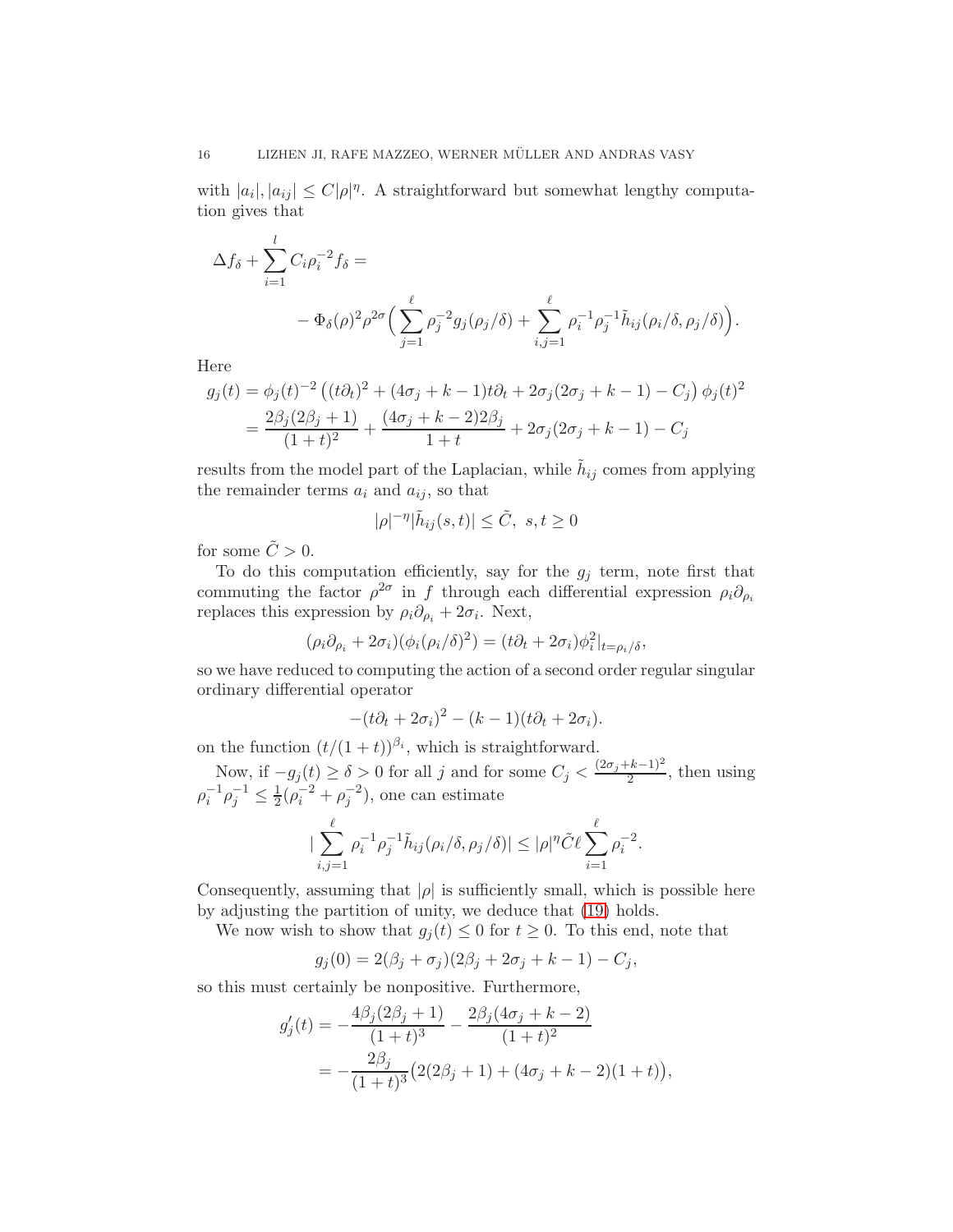with $|a_i|, |a_{ij}| \leq C|\rho|^\eta$. A straightforward but somewhat lengthy computation gives that

$$\Delta f_\delta + \sum_{i=1}^{l} C_i \rho_i^{-2} f_\delta =$$

$$- \Phi_\delta(\rho)^2 \rho^{2\sigma} \Big( \sum_{j=1}^{\ell} \rho_j^{-2} g_j(\rho_j/\delta) + \sum_{i,j=1}^{\ell} \rho_i^{-1}\rho_j^{-1} \tilde{h}_{ij}(\rho_i/\delta, \rho_j/\delta) \Big).$$

Here

$$\begin{aligned} g_j(t) &= \phi_j(t)^{-2} \left( (t\partial_t)^2 + (4\sigma_j + k - 1)t\partial_t + 2\sigma_j(2\sigma_j + k - 1) - C_j \right) \phi_j(t)^2 \\ &= \frac{2\beta_j(2\beta_j+1)}{(1+t)^2} + \frac{(4\sigma_j + k - 2)2\beta_j}{1+t} + 2\sigma_j(2\sigma_j + k - 1) - C_j \end{aligned}$$

results from the model part of the Laplacian, while $\tilde{h}_{ij}$ comes from applying the remainder terms $a_i$ and $a_{ij}$, so that

$$|\rho|^{-\eta} |\tilde{h}_{ij}(s,t)| \leq \tilde{C}, \ s, t \geq 0$$

for some $\tilde{C} > 0$.

To do this computation efficiently, say for the $g_j$ term, note first that commuting the factor $\rho^{2\sigma}$ in $f$ through each differential expression $\rho_i \partial_{\rho_i}$ replaces this expression by $\rho_i \partial_{\rho_i} + 2\sigma_i$. Next,

$$(\rho_i \partial_{\rho_i} + 2\sigma_i)(\phi_i(\rho_i/\delta)^2) = (t\partial_t + 2\sigma_i)\phi_i^2|_{t=\rho_i/\delta},$$

so we have reduced to computing the action of a second order regular singular ordinary differential operator

$$-(t\partial_t + 2\sigma_i)^2 - (k-1)(t\partial_t + 2\sigma_i).$$

on the function $(t/(1+t))^{\beta_i}$, which is straightforward.

Now, if $-g_j(t) \geq \delta > 0$ for all $j$ and for some $C_j < \frac{(2\sigma_j + k - 1)^2}{2}$, then using $\rho_i^{-1}\rho_j^{-1} \leq \frac{1}{2}(\rho_i^{-2} + \rho_j^{-2})$, one can estimate

$$|\sum_{i,j=1}^{\ell} \rho_i^{-1}\rho_j^{-1} \tilde{h}_{ij}(\rho_i/\delta, \rho_j/\delta)| \leq |\rho|^\eta \tilde{C} \ell \sum_{i=1}^{\ell} \rho_i^{-2}.$$

Consequently, assuming that $|\rho|$ is sufficiently small, which is possible here by adjusting the partition of unity, we deduce that (19) holds.

We now wish to show that $g_j(t) \leq 0$ for $t \geq 0$. To this end, note that

$$g_j(0) = 2(\beta_j + \sigma_j)(2\beta_j + 2\sigma_j + k - 1) - C_j,$$

so this must certainly be nonpositive. Furthermore,

$$\begin{aligned} g_j'(t) &= -\frac{4\beta_j(2\beta_j+1)}{(1+t)^3} - \frac{2\beta_j(4\sigma_j + k - 2)}{(1+t)^2} \\ &= -\frac{2\beta_j}{(1+t)^3} \big( 2(2\beta_j + 1) + (4\sigma_j + k - 2)(1+t) \big), \end{aligned}$$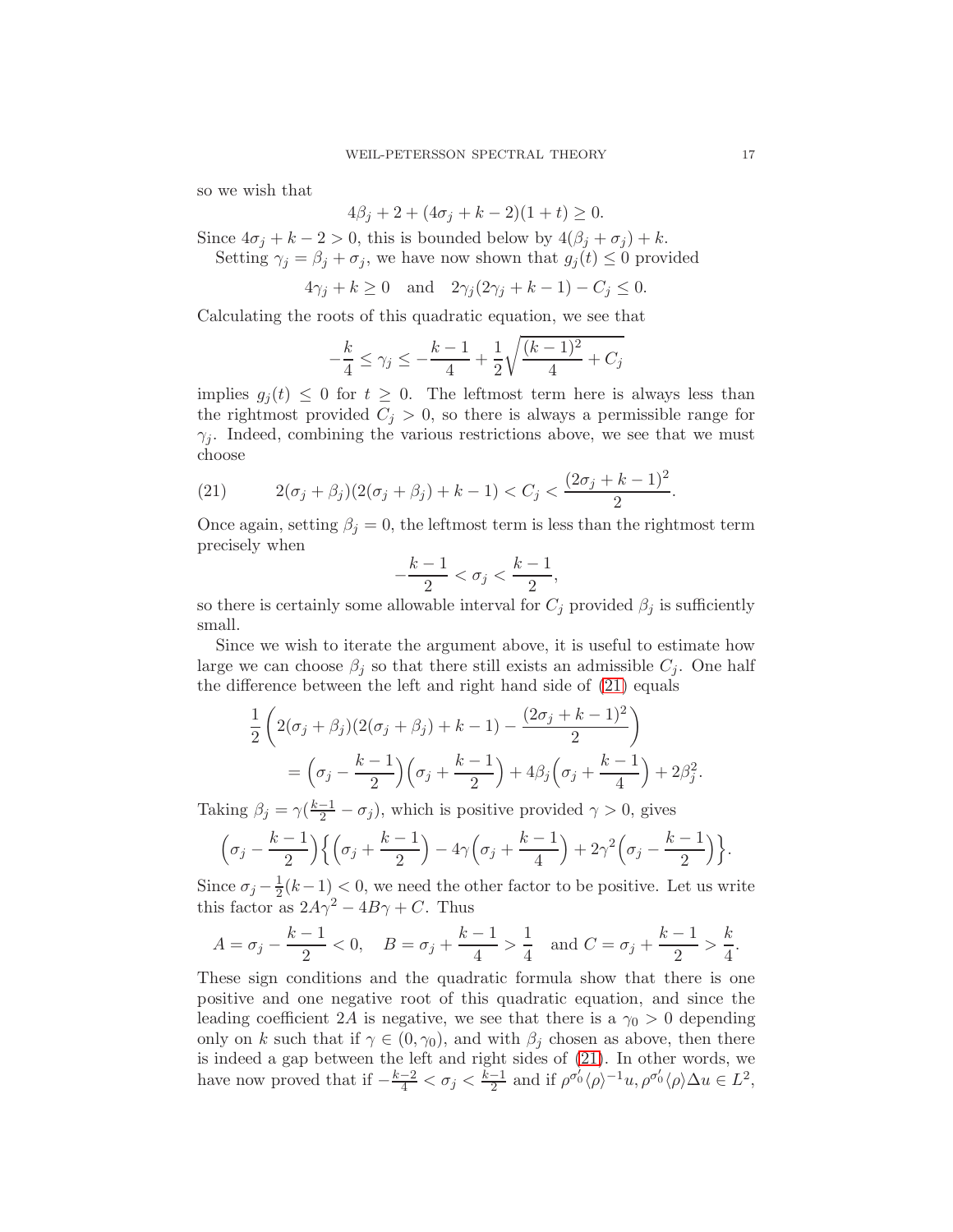so we wish that

$$4\beta_j + 2 + (4\sigma_j + k - 2)(1+t) \geq 0.$$

Since $4\sigma_j + k - 2 > 0$, this is bounded below by $4(\beta_j + \sigma_j) + k$.

Setting $\gamma_j = \beta_j + \sigma_j$, we have now shown that $g_j(t) \leq 0$ provided

$$4\gamma_j + k \geq 0 \quad \text{and} \quad 2\gamma_j(2\gamma_j + k - 1) - C_j \leq 0.$$

Calculating the roots of this quadratic equation, we see that

$$-\frac{k}{4} \leq \gamma_j \leq -\frac{k-1}{4} + \frac{1}{2}\sqrt{\frac{(k-1)^2}{4} + C_j}$$

implies $g_j(t) \leq 0$ for $t \geq 0$. The leftmost term here is always less than the rightmost provided $C_j > 0$, so there is always a permissible range for $\gamma_j$. Indeed, combining the various restrictions above, we see that we must choose

$$2(\sigma_j + \beta_j)(2(\sigma_j + \beta_j) + k - 1) < C_j < \frac{(2\sigma_j + k - 1)^2}{2}. \tag{21}$$

Once again, setting $\beta_j = 0$, the leftmost term is less than the rightmost term precisely when

$$-\frac{k-1}{2} < \sigma_j < \frac{k-1}{2},$$

so there is certainly some allowable interval for $C_j$ provided $\beta_j$ is sufficiently small.

Since we wish to iterate the argument above, it is useful to estimate how large we can choose $\beta_j$ so that there still exists an admissible $C_j$. One half the difference between the left and right hand side of (21) equals

$$\begin{aligned}
&\frac{1}{2}\left(2(\sigma_j + \beta_j)(2(\sigma_j + \beta_j) + k - 1) - \frac{(2\sigma_j + k - 1)^2}{2}\right) \\
&\qquad = \Big(\sigma_j - \frac{k-1}{2}\Big)\Big(\sigma_j + \frac{k-1}{2}\Big) + 4\beta_j\Big(\sigma_j + \frac{k-1}{4}\Big) + 2\beta_j^2.
\end{aligned}$$

Taking $\beta_j = \gamma(\frac{k-1}{2} - \sigma_j)$, which is positive provided $\gamma > 0$, gives

$$\Big(\sigma_j - \frac{k-1}{2}\Big)\Big\{\Big(\sigma_j + \frac{k-1}{2}\Big) - 4\gamma\Big(\sigma_j + \frac{k-1}{4}\Big) + 2\gamma^2\Big(\sigma_j - \frac{k-1}{2}\Big)\Big\}.$$

Since $\sigma_j - \frac{1}{2}(k-1) < 0$, we need the other factor to be positive. Let us write this factor as $2A\gamma^2 - 4B\gamma + C$. Thus

$$A = \sigma_j - \frac{k-1}{2} < 0, \quad B = \sigma_j + \frac{k-1}{4} > \frac{1}{4} \quad \text{and } C = \sigma_j + \frac{k-1}{2} > \frac{k}{4}.$$

These sign conditions and the quadratic formula show that there is one positive and one negative root of this quadratic equation, and since the leading coefficient $2A$ is negative, we see that there is a $\gamma_0 > 0$ depending only on $k$ such that if $\gamma \in (0, \gamma_0)$, and with $\beta_j$ chosen as above, then there is indeed a gap between the left and right sides of (21). In other words, we have now proved that if $-\frac{k-2}{4} < \sigma_j < \frac{k-1}{2}$ and if $\rho^{\sigma_0'}\langle\rho\rangle^{-1}u, \rho^{\sigma_0'}\langle\rho\rangle\Delta u \in L^2$,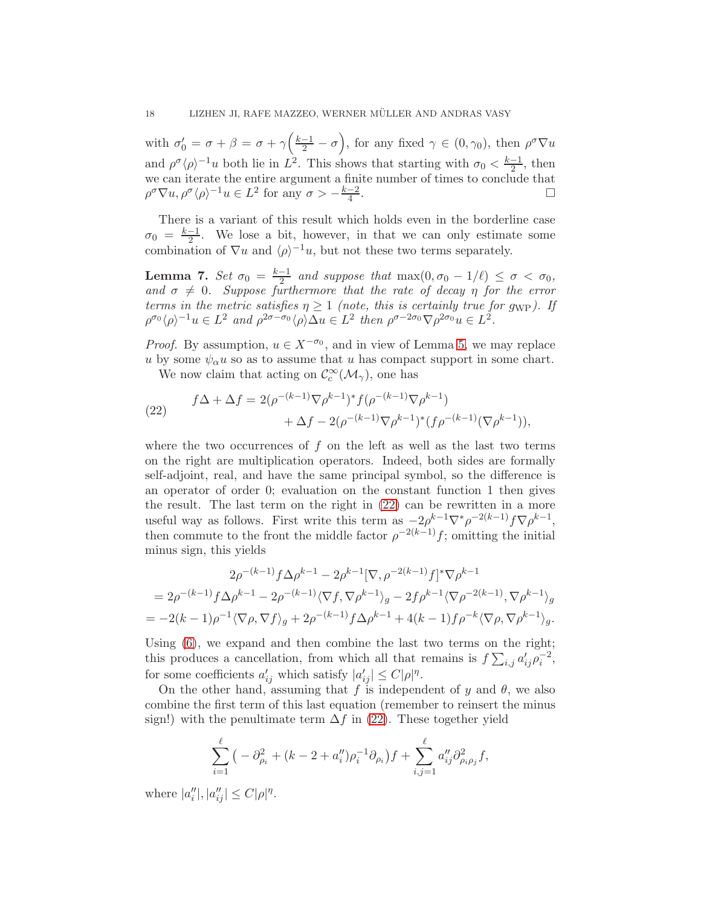with $\sigma_0' = \sigma + \beta = \sigma + \gamma\left(\frac{k-1}{2} - \sigma\right)$, for any fixed $\gamma \in (0, \gamma_0)$, then $\rho^\sigma \nabla u$ and $\rho^\sigma \langle\rho\rangle^{-1} u$ both lie in $L^2$. This shows that starting with $\sigma_0 < \frac{k-1}{2}$, then we can iterate the entire argument a finite number of times to conclude that $\rho^\sigma \nabla u, \rho^\sigma \langle\rho\rangle^{-1} u \in L^2$ for any $\sigma > -\frac{k-2}{4}$. □

There is a variant of this result which holds even in the borderline case $\sigma_0 = \frac{k-1}{2}$. We lose a bit, however, in that we can only estimate some combination of $\nabla u$ and $\langle\rho\rangle^{-1} u$, but not these two terms separately.

**Lemma 7.** *Set $\sigma_0 = \frac{k-1}{2}$ and suppose that $\max(0, \sigma_0 - 1/\ell) \leq \sigma < \sigma_0$, and $\sigma \neq 0$. Suppose furthermore that the rate of decay $\eta$ for the error terms in the metric satisfies $\eta \geq 1$ (note, this is certainly true for $g_{\mathrm{WP}}$). If $\rho^{\sigma_0} \langle\rho\rangle^{-1} u \in L^2$ and $\rho^{2\sigma - \sigma_0} \langle\rho\rangle \Delta u \in L^2$ then $\rho^{\sigma - 2\sigma_0} \nabla \rho^{2\sigma_0} u \in L^2$.*

*Proof.* By assumption, $u \in X^{-\sigma_0}$, and in view of Lemma 5, we may replace $u$ by some $\psi_\alpha u$ so as to assume that $u$ has compact support in some chart.

We now claim that acting on $\mathcal{C}_c^\infty(\mathcal{M}_\gamma)$, one has

$$
\begin{aligned}
f\Delta + \Delta f = {} & 2(\rho^{-(k-1)} \nabla \rho^{k-1})^* f (\rho^{-(k-1)} \nabla \rho^{k-1}) \\
& + \Delta f - 2(\rho^{-(k-1)} \nabla \rho^{k-1})^* (f \rho^{-(k-1)} (\nabla \rho^{k-1})),
\end{aligned}
\tag{22}
$$

where the two occurrences of $f$ on the left as well as the last two terms on the right are multiplication operators. Indeed, both sides are formally self-adjoint, real, and have the same principal symbol, so the difference is an operator of order 0; evaluation on the constant function 1 then gives the result. The last term on the right in (22) can be rewritten in a more useful way as follows. First write this term as $-2\rho^{k-1} \nabla^* \rho^{-2(k-1)} f \nabla \rho^{k-1}$, then commute to the front the middle factor $\rho^{-2(k-1)} f$; omitting the initial minus sign, this yields

$$
\begin{aligned}
& 2\rho^{-(k-1)} f \Delta \rho^{k-1} - 2\rho^{k-1} [\nabla, \rho^{-2(k-1)} f]^* \nabla \rho^{k-1} \\
= {} & 2\rho^{-(k-1)} f \Delta \rho^{k-1} - 2\rho^{-(k-1)} \langle \nabla f, \nabla \rho^{k-1} \rangle_g - 2 f \rho^{k-1} \langle \nabla \rho^{-2(k-1)}, \nabla \rho^{k-1} \rangle_g \\
= {} & -2(k-1)\rho^{-1} \langle \nabla \rho, \nabla f \rangle_g + 2\rho^{-(k-1)} f \Delta \rho^{k-1} + 4(k-1) f \rho^{-k} \langle \nabla \rho, \nabla \rho^{k-1} \rangle_g.
\end{aligned}
$$

Using (6), we expand and then combine the last two terms on the right; this produces a cancellation, from which all that remains is $f \sum_{i,j} a'_{ij} \rho_i^{-2}$, for some coefficients $a'_{ij}$ which satisfy $|a'_{ij}| \leq C|\rho|^\eta$.

On the other hand, assuming that $f$ is independent of $y$ and $\theta$, we also combine the first term of this last equation (remember to reinsert the minus sign!) with the penultimate term $\Delta f$ in (22). These together yield

$$
\sum_{i=1}^{\ell} \left( -\partial_{\rho_i}^2 + (k - 2 + a''_i) \rho_i^{-1} \partial_{\rho_i} \right) f + \sum_{i,j=1}^{\ell} a''_{ij} \partial^2_{\rho_i \rho_j} f,
$$

where $|a''_i|, |a''_{ij}| \leq C|\rho|^\eta$.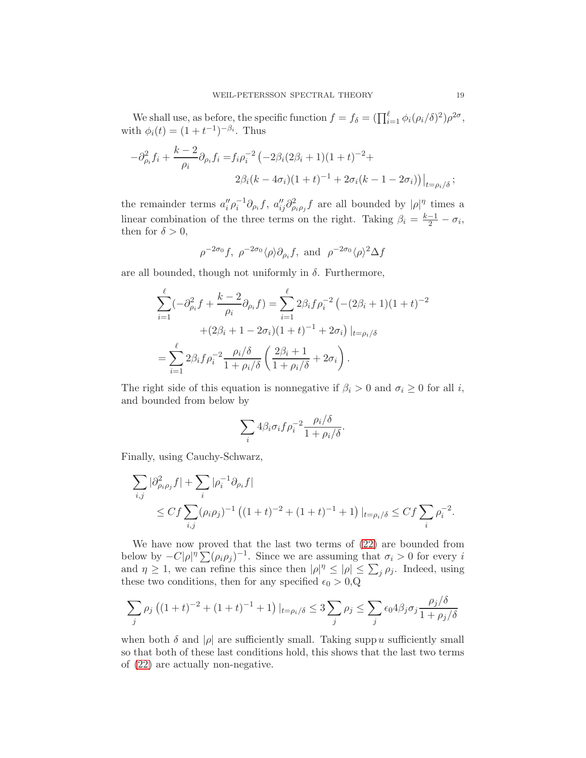We shall use, as before, the specific function $f = f_\delta = (\prod_{i=1}^{\ell} \phi_i(\rho_i/\delta)^2)\rho^{2\sigma}$, with $\phi_i(t) = (1+t^{-1})^{-\beta_i}$. Thus

$$
\begin{aligned}
-\partial_{\rho_i}^2 f_i + \frac{k-2}{\rho_i}\partial_{\rho_i} f_i =& f_i \rho_i^{-2}\left(-2\beta_i(2\beta_i+1)(1+t)^{-2} + \right. \\
& \left. 2\beta_i(k-4\sigma_i)(1+t)^{-1} + 2\sigma_i(k-1-2\sigma_i)\right)\big|_{t=\rho_i/\delta};
\end{aligned}
$$

the remainder terms $a_i''\rho_i^{-1}\partial_{\rho_i} f$, $a_{ij}''\partial^2_{\rho_i\rho_j} f$ are all bounded by $|\rho|^\eta$ times a linear combination of the three terms on the right. Taking $\beta_i = \frac{k-1}{2} - \sigma_i$, then for $\delta > 0$,

$$
\rho^{-2\sigma_0} f,\ \rho^{-2\sigma_0}\langle\rho\rangle\partial_{\rho_i} f, \text{ and } \rho^{-2\sigma_0}\langle\rho\rangle^2 \Delta f
$$

are all bounded, though not uniformly in $\delta$. Furthermore,

$$
\begin{aligned}
\sum_{i=1}^{\ell}(-\partial_{\rho_i}^2 f + \frac{k-2}{\rho_i}\partial_{\rho_i} f) =& \sum_{i=1}^{\ell} 2\beta_i f \rho_i^{-2}\left(-(2\beta_i+1)(1+t)^{-2}\right. \\
& \left. +(2\beta_i+1-2\sigma_i)(1+t)^{-1} + 2\sigma_i\right)|_{t=\rho_i/\delta} \\
=& \sum_{i=1}^{\ell} 2\beta_i f \rho_i^{-2}\frac{\rho_i/\delta}{1+\rho_i/\delta}\left(\frac{2\beta_i+1}{1+\rho_i/\delta} + 2\sigma_i\right).
\end{aligned}
$$

The right side of this equation is nonnegative if $\beta_i > 0$ and $\sigma_i \geq 0$ for all $i$, and bounded from below by

$$
\sum_i 4\beta_i\sigma_i f \rho_i^{-2}\frac{\rho_i/\delta}{1+\rho_i/\delta}.
$$

Finally, using Cauchy-Schwarz,

$$
\begin{aligned}
& \sum_{i,j}|\partial^2_{\rho_i\rho_j} f| + \sum_i |\rho_i^{-1}\partial_{\rho_i} f| \\
& \qquad \leq C f \sum_{i,j}(\rho_i\rho_j)^{-1}\left((1+t)^{-2} + (1+t)^{-1} + 1\right)|_{t=\rho_i/\delta} \leq C f \sum_i \rho_i^{-2}.
\end{aligned}
$$

We have now proved that the last two terms of (22) are bounded from below by $-C|\rho|^\eta \sum(\rho_i\rho_j)^{-1}$. Since we are assuming that $\sigma_i > 0$ for every $i$ and $\eta \geq 1$, we can refine this since then $|\rho|^\eta \leq |\rho| \leq \sum_j \rho_j$. Indeed, using these two conditions, then for any specified $\epsilon_0 > 0$,Q

$$
\sum_j \rho_j\left((1+t)^{-2} + (1+t)^{-1} + 1\right)|_{t=\rho_i/\delta} \leq 3\sum_j \rho_j \leq \sum_j \epsilon_0 4\beta_j\sigma_j \frac{\rho_j/\delta}{1+\rho_j/\delta}
$$

when both $\delta$ and $|\rho|$ are sufficiently small. Taking $\operatorname{supp} u$ sufficiently small so that both of these last conditions hold, this shows that the last two terms of (22) are actually non-negative.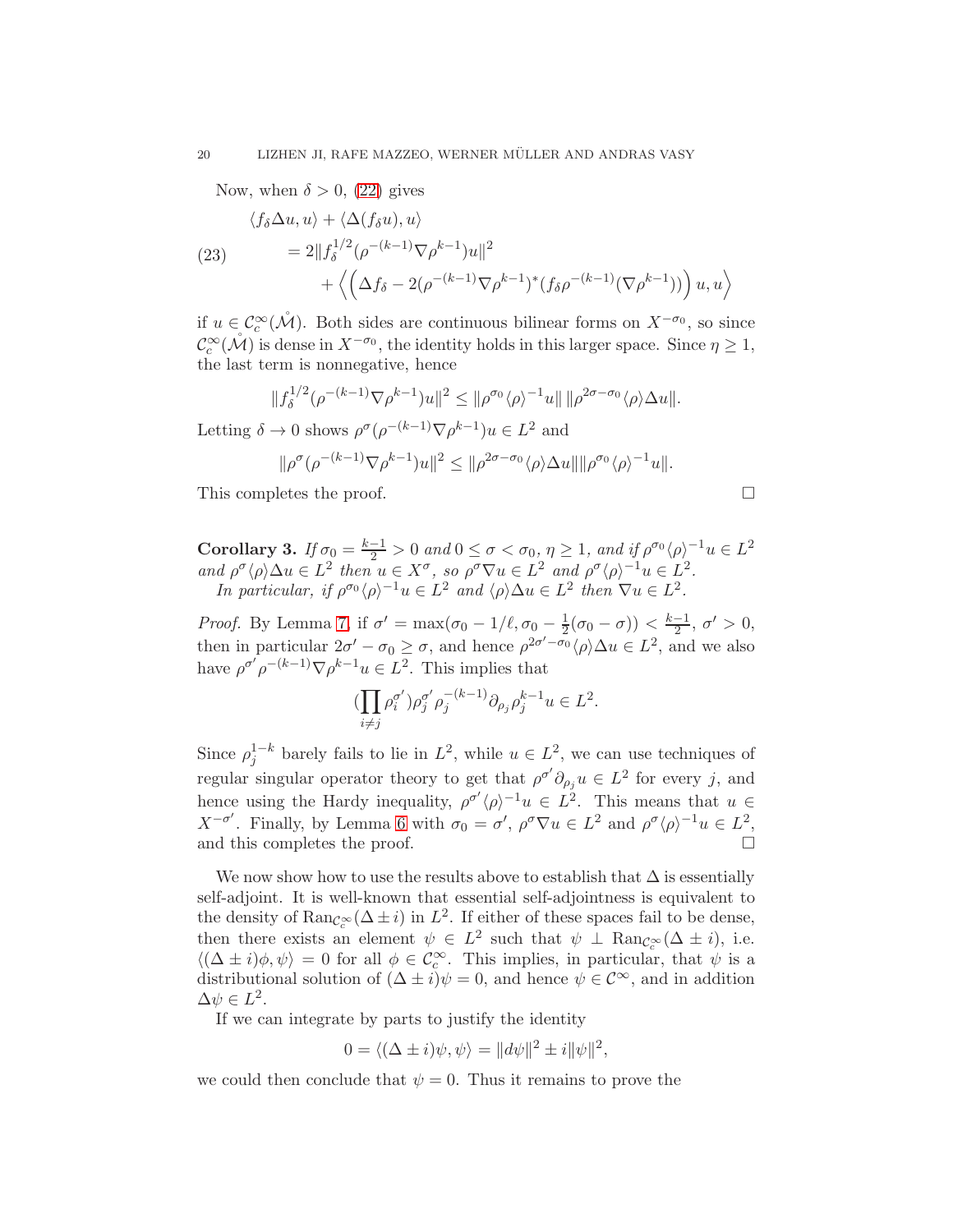Now, when $\delta > 0$, (22) gives

$$
\begin{aligned}
&\langle f_\delta \Delta u, u\rangle + \langle \Delta(f_\delta u), u\rangle \\
(23) \qquad &= 2\|f_\delta^{1/2}(\rho^{-(k-1)}\nabla\rho^{k-1})u\|^2 \\
&\quad + \left\langle \left(\Delta f_\delta - 2(\rho^{-(k-1)}\nabla\rho^{k-1})^*(f_\delta \rho^{-(k-1)}(\nabla\rho^{k-1}))\right) u, u\right\rangle
\end{aligned}
$$

if $u \in \mathcal{C}_c^\infty(\mathring{\mathcal{M}})$. Both sides are continuous bilinear forms on $X^{-\sigma_0}$, so since $\mathcal{C}_c^\infty(\mathring{\mathcal{M}})$ is dense in $X^{-\sigma_0}$, the identity holds in this larger space. Since $\eta \geq 1$, the last term is nonnegative, hence

$$\|f_\delta^{1/2}(\rho^{-(k-1)}\nabla\rho^{k-1})u\|^2 \leq \|\rho^{\sigma_0}\langle\rho\rangle^{-1}u\|\,\|\rho^{2\sigma-\sigma_0}\langle\rho\rangle\Delta u\|.$$

Letting $\delta \to 0$ shows $\rho^\sigma(\rho^{-(k-1)}\nabla\rho^{k-1})u \in L^2$ and

$$\|\rho^\sigma(\rho^{-(k-1)}\nabla\rho^{k-1})u\|^2 \leq \|\rho^{2\sigma-\sigma_0}\langle\rho\rangle\Delta u\|\|\rho^{\sigma_0}\langle\rho\rangle^{-1}u\|.$$

This completes the proof. □

**Corollary 3.** *If $\sigma_0 = \frac{k-1}{2} > 0$ and $0 \leq \sigma < \sigma_0$, $\eta \geq 1$, and if $\rho^{\sigma_0}\langle\rho\rangle^{-1}u \in L^2$ and $\rho^\sigma\langle\rho\rangle\Delta u \in L^2$ then $u \in X^\sigma$, so $\rho^\sigma\nabla u \in L^2$ and $\rho^\sigma\langle\rho\rangle^{-1}u \in L^2$.*

*In particular, if $\rho^{\sigma_0}\langle\rho\rangle^{-1}u \in L^2$ and $\langle\rho\rangle\Delta u \in L^2$ then $\nabla u \in L^2$.*

*Proof.* By Lemma 7, if $\sigma' = \max(\sigma_0 - 1/\ell, \sigma_0 - \frac{1}{2}(\sigma_0 - \sigma)) < \frac{k-1}{2}$, $\sigma' > 0$, then in particular $2\sigma' - \sigma_0 \geq \sigma$, and hence $\rho^{2\sigma'-\sigma_0}\langle\rho\rangle\Delta u \in L^2$, and we also have $\rho^{\sigma'}\rho^{-(k-1)}\nabla\rho^{k-1}u \in L^2$. This implies that

$$\left(\prod_{i\neq j}\rho_i^{\sigma'}\right)\rho_j^{\sigma'}\rho_j^{-(k-1)}\partial_{\rho_j}\rho_j^{k-1}u \in L^2.$$

Since $\rho_j^{1-k}$ barely fails to lie in $L^2$, while $u \in L^2$, we can use techniques of regular singular operator theory to get that $\rho^{\sigma'}\partial_{\rho_j}u \in L^2$ for every $j$, and hence using the Hardy inequality, $\rho^{\sigma'}\langle\rho\rangle^{-1}u \in L^2$. This means that $u \in X^{-\sigma'}$. Finally, by Lemma 6 with $\sigma_0 = \sigma'$, $\rho^\sigma\nabla u \in L^2$ and $\rho^\sigma\langle\rho\rangle^{-1}u \in L^2$, and this completes the proof. □

We now show how to use the results above to establish that $\Delta$ is essentially self-adjoint. It is well-known that essential self-adjointness is equivalent to the density of $\mathrm{Ran}_{\mathcal{C}_c^\infty}(\Delta \pm i)$ in $L^2$. If either of these spaces fail to be dense, then there exists an element $\psi \in L^2$ such that $\psi \perp \mathrm{Ran}_{\mathcal{C}_c^\infty}(\Delta \pm i)$, i.e. $\langle(\Delta \pm i)\phi, \psi\rangle = 0$ for all $\phi \in \mathcal{C}_c^\infty$. This implies, in particular, that $\psi$ is a distributional solution of $(\Delta \pm i)\psi = 0$, and hence $\psi \in \mathcal{C}^\infty$, and in addition $\Delta\psi \in L^2$.

If we can integrate by parts to justify the identity

$$0 = \langle(\Delta \pm i)\psi, \psi\rangle = \|d\psi\|^2 \pm i\|\psi\|^2,$$

we could then conclude that $\psi = 0$. Thus it remains to prove the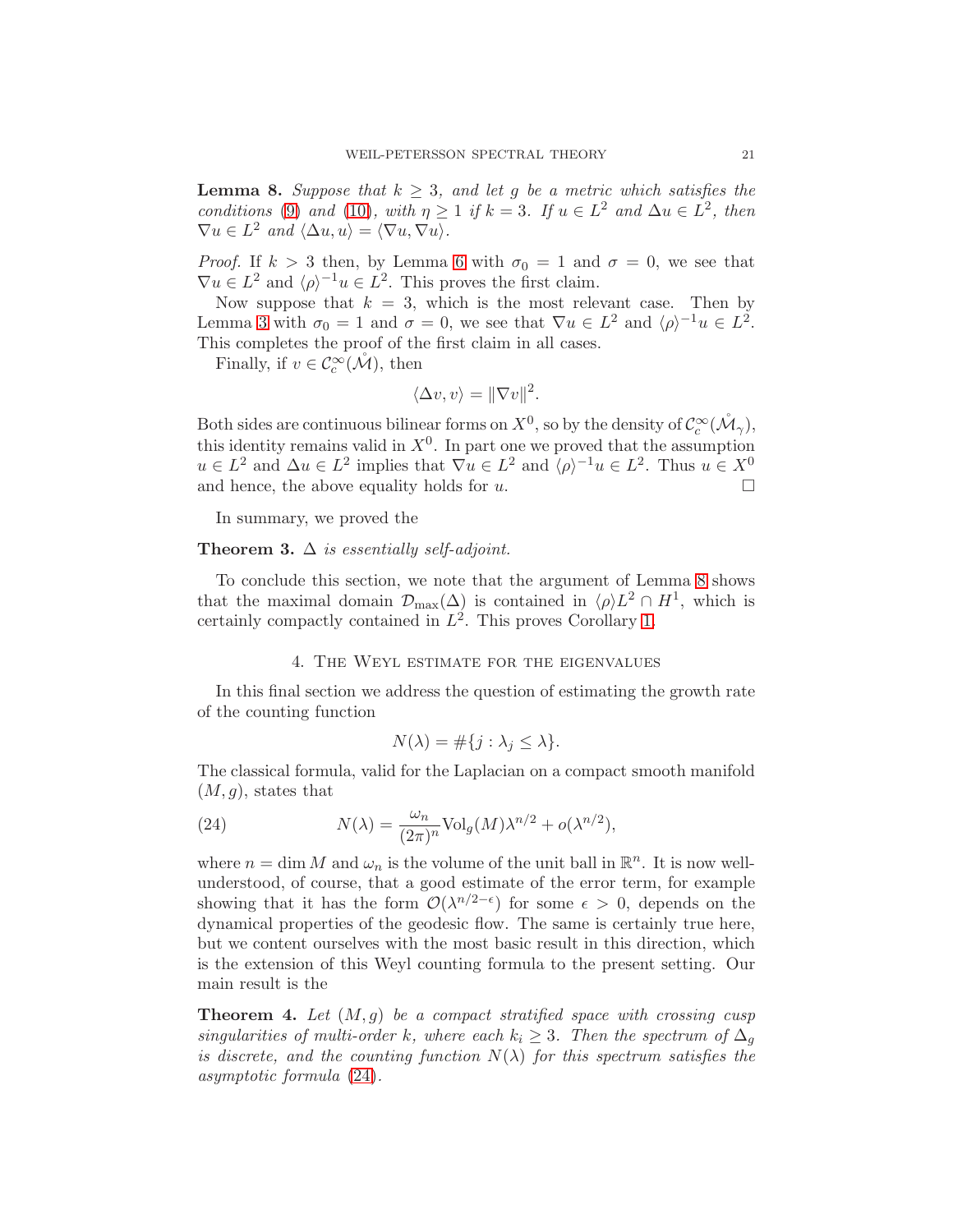**Lemma 8.** *Suppose that $k \geq 3$, and let $g$ be a metric which satisfies the conditions (9) and (10), with $\eta \geq 1$ if $k = 3$. If $u \in L^2$ and $\Delta u \in L^2$, then $\nabla u \in L^2$ and $\langle \Delta u, u \rangle = \langle \nabla u, \nabla u \rangle$.*

*Proof.* If $k > 3$ then, by Lemma 6 with $\sigma_0 = 1$ and $\sigma = 0$, we see that $\nabla u \in L^2$ and $\langle \rho \rangle^{-1} u \in L^2$. This proves the first claim.

Now suppose that $k = 3$, which is the most relevant case. Then by Lemma 3 with $\sigma_0 = 1$ and $\sigma = 0$, we see that $\nabla u \in L^2$ and $\langle \rho \rangle^{-1} u \in L^2$. This completes the proof of the first claim in all cases.

Finally, if $v \in \mathcal{C}_c^\infty(\mathring{\mathcal{M}})$, then

$$\langle \Delta v, v \rangle = \|\nabla v\|^2.$$

Both sides are continuous bilinear forms on $X^0$, so by the density of $\mathcal{C}_c^\infty(\mathring{\mathcal{M}}_\gamma)$, this identity remains valid in $X^0$. In part one we proved that the assumption $u \in L^2$ and $\Delta u \in L^2$ implies that $\nabla u \in L^2$ and $\langle \rho \rangle^{-1} u \in L^2$. Thus $u \in X^0$ and hence, the above equality holds for $u$. □

In summary, we proved the

**Theorem 3.** *$\Delta$ is essentially self-adjoint.*

To conclude this section, we note that the argument of Lemma 8 shows that the maximal domain $\mathcal{D}_{\max}(\Delta)$ is contained in $\langle \rho \rangle L^2 \cap H^1$, which is certainly compactly contained in $L^2$. This proves Corollary 1.

## 4. The Weyl estimate for the eigenvalues

In this final section we address the question of estimating the growth rate of the counting function

$$N(\lambda) = \#\{j : \lambda_j \leq \lambda\}.$$

The classical formula, valid for the Laplacian on a compact smooth manifold $(M, g)$, states that

$$N(\lambda) = \frac{\omega_n}{(2\pi)^n} \mathrm{Vol}_g(M) \lambda^{n/2} + o(\lambda^{n/2}), \tag{24}$$

where $n = \dim M$ and $\omega_n$ is the volume of the unit ball in $\mathbb{R}^n$. It is now well-understood, of course, that a good estimate of the error term, for example showing that it has the form $\mathcal{O}(\lambda^{n/2-\epsilon})$ for some $\epsilon > 0$, depends on the dynamical properties of the geodesic flow. The same is certainly true here, but we content ourselves with the most basic result in this direction, which is the extension of this Weyl counting formula to the present setting. Our main result is the

**Theorem 4.** *Let $(M, g)$ be a compact stratified space with crossing cusp singularities of multi-order $k$, where each $k_i \geq 3$. Then the spectrum of $\Delta_g$ is discrete, and the counting function $N(\lambda)$ for this spectrum satisfies the asymptotic formula (24).*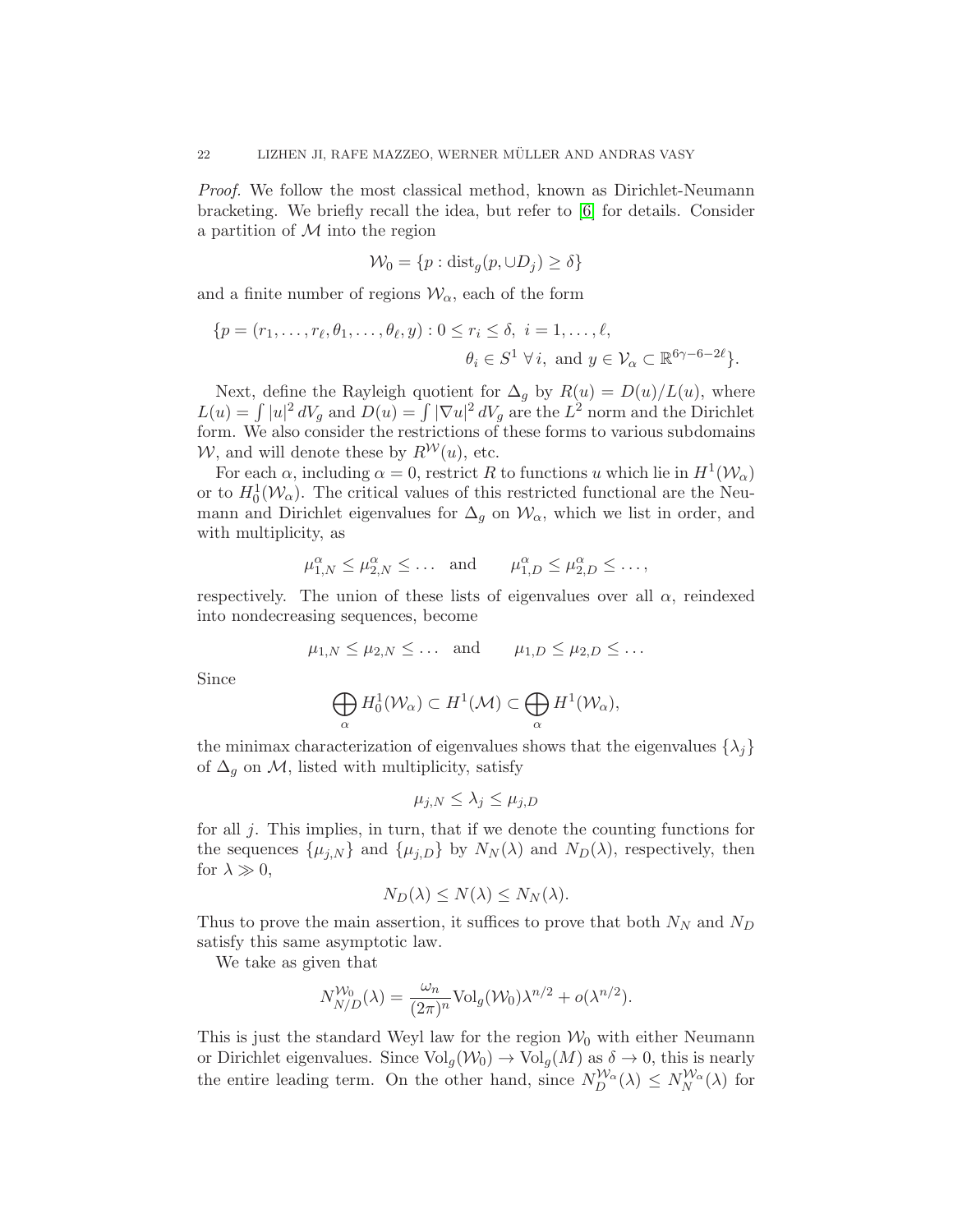*Proof.* We follow the most classical method, known as Dirichlet-Neumann bracketing. We briefly recall the idea, but refer to [6] for details. Consider a partition of $\mathcal{M}$ into the region

$$\mathcal{W}_0 = \{p : \mathrm{dist}_g(p, \cup D_j) \geq \delta\}$$

and a finite number of regions $\mathcal{W}_\alpha$, each of the form

$$\{p = (r_1, \ldots, r_\ell, \theta_1, \ldots, \theta_\ell, y) : 0 \leq r_i \leq \delta,\ i = 1, \ldots, \ell,$$
$$\theta_i \in S^1\ \forall i, \text{ and } y \in \mathcal{V}_\alpha \subset \mathbb{R}^{6\gamma-6-2\ell}\}.$$

Next, define the Rayleigh quotient for $\Delta_g$ by $R(u) = D(u)/L(u)$, where $L(u) = \int |u|^2\, dV_g$ and $D(u) = \int |\nabla u|^2\, dV_g$ are the $L^2$ norm and the Dirichlet form. We also consider the restrictions of these forms to various subdomains $\mathcal{W}$, and will denote these by $R^{\mathcal{W}}(u)$, etc.

For each $\alpha$, including $\alpha = 0$, restrict $R$ to functions $u$ which lie in $H^1(\mathcal{W}_\alpha)$ or to $H_0^1(\mathcal{W}_\alpha)$. The critical values of this restricted functional are the Neumann and Dirichlet eigenvalues for $\Delta_g$ on $\mathcal{W}_\alpha$, which we list in order, and with multiplicity, as

$$\mu^\alpha_{1,N} \leq \mu^\alpha_{2,N} \leq \ldots \quad \text{and} \qquad \mu^\alpha_{1,D} \leq \mu^\alpha_{2,D} \leq \ldots,$$

respectively. The union of these lists of eigenvalues over all $\alpha$, reindexed into nondecreasing sequences, become

$$\mu_{1,N} \leq \mu_{2,N} \leq \ldots \quad \text{and} \qquad \mu_{1,D} \leq \mu_{2,D} \leq \ldots$$

Since

$$\bigoplus_\alpha H^1_0(\mathcal{W}_\alpha) \subset H^1(\mathcal{M}) \subset \bigoplus_\alpha H^1(\mathcal{W}_\alpha),$$

the minimax characterization of eigenvalues shows that the eigenvalues $\{\lambda_j\}$ of $\Delta_g$ on $\mathcal{M}$, listed with multiplicity, satisfy

$$\mu_{j,N} \leq \lambda_j \leq \mu_{j,D}$$

for all $j$. This implies, in turn, that if we denote the counting functions for the sequences $\{\mu_{j,N}\}$ and $\{\mu_{j,D}\}$ by $N_N(\lambda)$ and $N_D(\lambda)$, respectively, then for $\lambda \gg 0$,

$$N_D(\lambda) \leq N(\lambda) \leq N_N(\lambda).$$

Thus to prove the main assertion, it suffices to prove that both $N_N$ and $N_D$ satisfy this same asymptotic law.

We take as given that

$$N^{\mathcal{W}_0}_{N/D}(\lambda) = \frac{\omega_n}{(2\pi)^n} \mathrm{Vol}_g(\mathcal{W}_0)\lambda^{n/2} + o(\lambda^{n/2}).$$

This is just the standard Weyl law for the region $\mathcal{W}_0$ with either Neumann or Dirichlet eigenvalues. Since $\mathrm{Vol}_g(\mathcal{W}_0) \to \mathrm{Vol}_g(M)$ as $\delta \to 0$, this is nearly the entire leading term. On the other hand, since $N^{\mathcal{W}_\alpha}_D(\lambda) \leq N^{\mathcal{W}_\alpha}_N(\lambda)$ for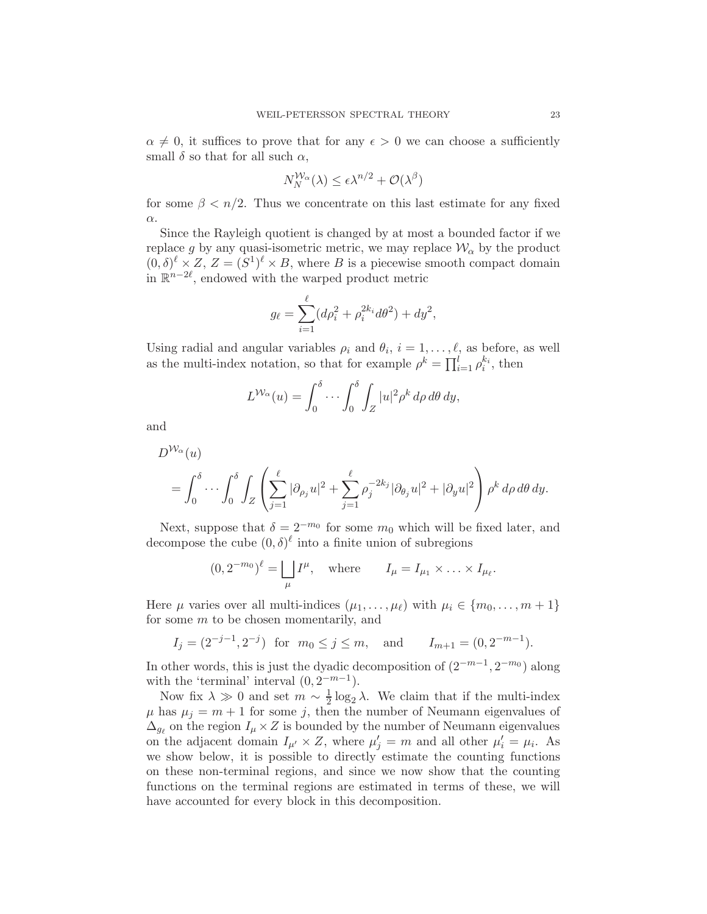$\alpha \neq 0$, it suffices to prove that for any $\epsilon > 0$ we can choose a sufficiently small $\delta$ so that for all such $\alpha$,

$$N_N^{\mathcal{W}_\alpha}(\lambda) \leq \epsilon \lambda^{n/2} + \mathcal{O}(\lambda^\beta)$$

for some $\beta < n/2$. Thus we concentrate on this last estimate for any fixed $\alpha$.

Since the Rayleigh quotient is changed by at most a bounded factor if we replace $g$ by any quasi-isometric metric, we may replace $\mathcal{W}_\alpha$ by the product $(0,\delta)^\ell \times Z$, $Z = (S^1)^\ell \times B$, where $B$ is a piecewise smooth compact domain in $\mathbb{R}^{n-2\ell}$, endowed with the warped product metric

$$g_\ell = \sum_{i=1}^{\ell} (d\rho_i^2 + \rho_i^{2k_i} d\theta^2) + dy^2,$$

Using radial and angular variables $\rho_i$ and $\theta_i$, $i = 1, \ldots, \ell$, as before, as well as the multi-index notation, so that for example $\rho^k = \prod_{i=1}^{l} \rho_i^{k_i}$, then

$$L^{\mathcal{W}_\alpha}(u) = \int_0^\delta \cdots \int_0^\delta \int_Z |u|^2 \rho^k \, d\rho \, d\theta \, dy,$$

and

$$D^{\mathcal{W}_\alpha}(u)$$
$$= \int_0^\delta \cdots \int_0^\delta \int_Z \left( \sum_{j=1}^{\ell} |\partial_{\rho_j} u|^2 + \sum_{j=1}^{\ell} \rho_j^{-2k_j} |\partial_{\theta_j} u|^2 + |\partial_y u|^2 \right) \rho^k \, d\rho \, d\theta \, dy.$$

Next, suppose that $\delta = 2^{-m_0}$ for some $m_0$ which will be fixed later, and decompose the cube $(0,\delta)^\ell$ into a finite union of subregions

$$(0, 2^{-m_0})^\ell = \bigsqcup_{\mu} I^\mu, \quad \text{where} \qquad I_\mu = I_{\mu_1} \times \ldots \times I_{\mu_\ell}.$$

Here $\mu$ varies over all multi-indices $(\mu_1, \ldots, \mu_\ell)$ with $\mu_i \in \{m_0, \ldots, m+1\}$ for some $m$ to be chosen momentarily, and

$$I_j = (2^{-j-1}, 2^{-j}) \ \text{ for } \ m_0 \leq j \leq m, \quad \text{and} \qquad I_{m+1} = (0, 2^{-m-1}).$$

In other words, this is just the dyadic decomposition of $(2^{-m-1}, 2^{-m_0})$ along with the 'terminal' interval $(0, 2^{-m-1})$.

Now fix $\lambda \gg 0$ and set $m \sim \frac{1}{2}\log_2 \lambda$. We claim that if the multi-index $\mu$ has $\mu_j = m+1$ for some $j$, then the number of Neumann eigenvalues of $\Delta_{g_\ell}$ on the region $I_\mu \times Z$ is bounded by the number of Neumann eigenvalues on the adjacent domain $I_{\mu'} \times Z$, where $\mu'_j = m$ and all other $\mu'_i = \mu_i$. As we show below, it is possible to directly estimate the counting functions on these non-terminal regions, and since we now show that the counting functions on the terminal regions are estimated in terms of these, we will have accounted for every block in this decomposition.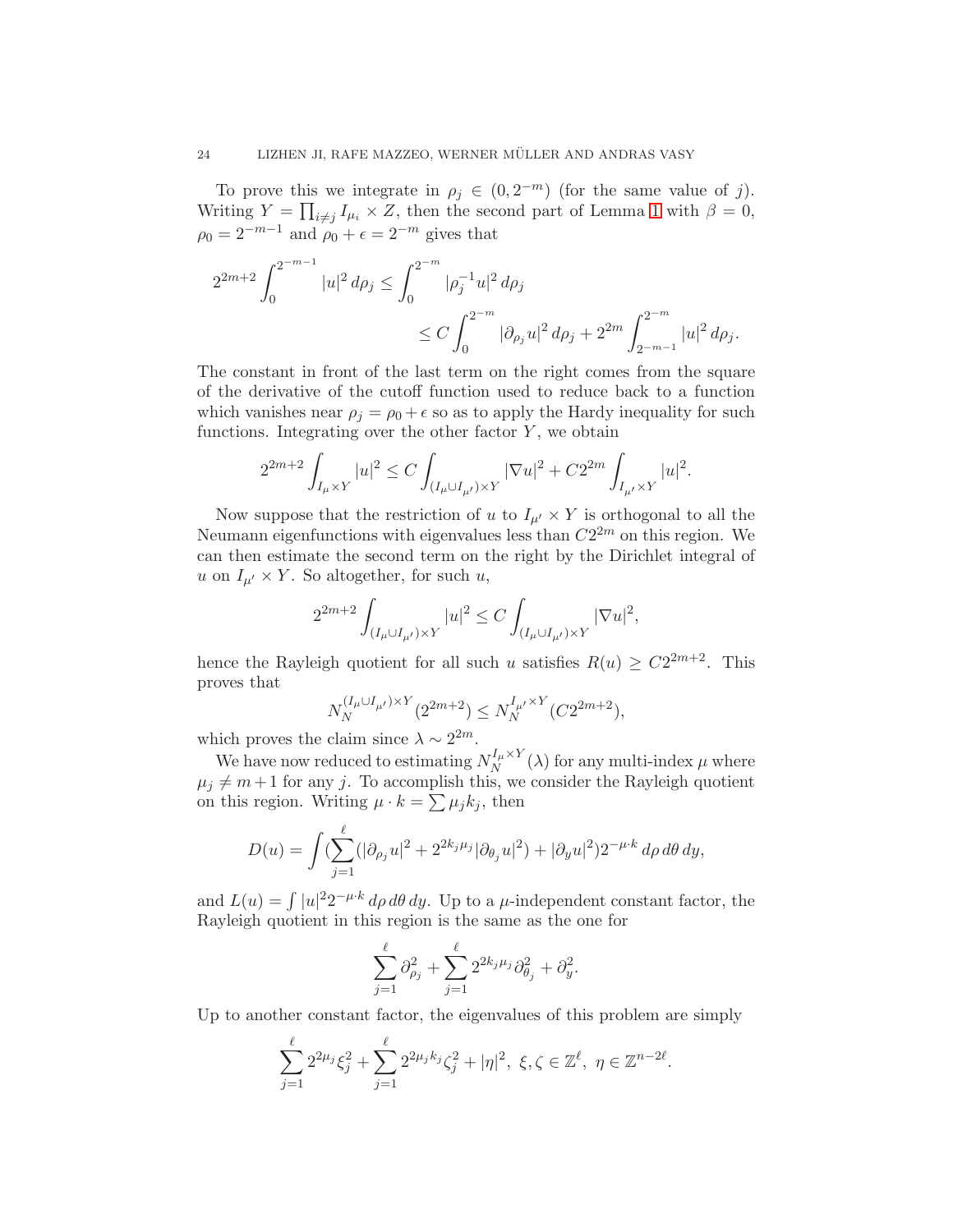To prove this we integrate in $\rho_j \in (0, 2^{-m})$ (for the same value of $j$). Writing $Y = \prod_{i \neq j} I_{\mu_i} \times Z$, then the second part of Lemma 1 with $\beta = 0$, $\rho_0 = 2^{-m-1}$ and $\rho_0 + \epsilon = 2^{-m}$ gives that

$$
\begin{aligned}
2^{2m+2} \int_0^{2^{-m-1}} |u|^2 \, d\rho_j &\leq \int_0^{2^{-m}} |\rho_j^{-1} u|^2 \, d\rho_j \\
&\leq C \int_0^{2^{-m}} |\partial_{\rho_j} u|^2 \, d\rho_j + 2^{2m} \int_{2^{-m-1}}^{2^{-m}} |u|^2 \, d\rho_j.
\end{aligned}
$$

The constant in front of the last term on the right comes from the square of the derivative of the cutoff function used to reduce back to a function which vanishes near $\rho_j = \rho_0 + \epsilon$ so as to apply the Hardy inequality for such functions. Integrating over the other factor $Y$, we obtain

$$
2^{2m+2} \int_{I_\mu \times Y} |u|^2 \leq C \int_{(I_\mu \cup I_{\mu'}) \times Y} |\nabla u|^2 + C 2^{2m} \int_{I_{\mu'} \times Y} |u|^2.
$$

Now suppose that the restriction of $u$ to $I_{\mu'} \times Y$ is orthogonal to all the Neumann eigenfunctions with eigenvalues less than $C 2^{2m}$ on this region. We can then estimate the second term on the right by the Dirichlet integral of $u$ on $I_{\mu'} \times Y$. So altogether, for such $u$,

$$
2^{2m+2} \int_{(I_\mu \cup I_{\mu'}) \times Y} |u|^2 \leq C \int_{(I_\mu \cup I_{\mu'}) \times Y} |\nabla u|^2,
$$

hence the Rayleigh quotient for all such $u$ satisfies $R(u) \geq C 2^{2m+2}$. This proves that

$$
N_N^{(I_\mu \cup I_{\mu'}) \times Y}(2^{2m+2}) \leq N_N^{I_{\mu'} \times Y}(C 2^{2m+2}),
$$

which proves the claim since $\lambda \sim 2^{2m}$.

We have now reduced to estimating $N_N^{I_\mu \times Y}(\lambda)$ for any multi-index $\mu$ where $\mu_j \neq m+1$ for any $j$. To accomplish this, we consider the Rayleigh quotient on this region. Writing $\mu \cdot k = \sum \mu_j k_j$, then

$$
D(u) = \int \Big( \sum_{j=1}^{\ell} (|\partial_{\rho_j} u|^2 + 2^{2k_j \mu_j} |\partial_{\theta_j} u|^2) + |\partial_y u|^2 \Big) 2^{-\mu \cdot k} \, d\rho \, d\theta \, dy,
$$

and $L(u) = \int |u|^2 2^{-\mu \cdot k} \, d\rho \, d\theta \, dy$. Up to a $\mu$-independent constant factor, the Rayleigh quotient in this region is the same as the one for

$$
\sum_{j=1}^{\ell} \partial_{\rho_j}^2 + \sum_{j=1}^{\ell} 2^{2k_j \mu_j} \partial_{\theta_j}^2 + \partial_y^2.
$$

Up to another constant factor, the eigenvalues of this problem are simply

$$
\sum_{j=1}^{\ell} 2^{2\mu_j} \xi_j^2 + \sum_{j=1}^{\ell} 2^{2\mu_j k_j} \zeta_j^2 + |\eta|^2, \ \xi, \zeta \in \mathbb{Z}^\ell, \ \eta \in \mathbb{Z}^{n-2\ell}.
$$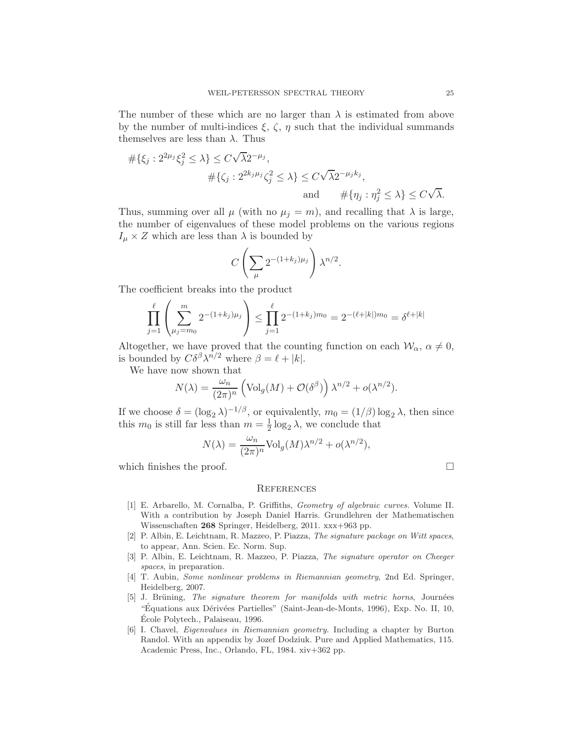The number of these which are no larger than $\lambda$ is estimated from above by the number of multi-indices $\xi$, $\zeta$, $\eta$ such that the individual summands themselves are less than $\lambda$. Thus

$$
\begin{aligned}
\#\{\xi_j : 2^{2\mu_j}\xi_j^2 \le \lambda\} &\le C\sqrt{\lambda}2^{-\mu_j},\\
\#\{\zeta_j : 2^{2k_j\mu_j}\zeta_j^2 \le \lambda\} &\le C\sqrt{\lambda}2^{-\mu_j k_j},\\
\text{and} \qquad \#\{\eta_j : \eta_j^2 \le \lambda\} &\le C\sqrt{\lambda}.
\end{aligned}
$$

Thus, summing over all $\mu$ (with no $\mu_j = m$), and recalling that $\lambda$ is large, the number of eigenvalues of these model problems on the various regions $I_\mu \times Z$ which are less than $\lambda$ is bounded by

$$
C\left(\sum_\mu 2^{-(1+k_j)\mu_j}\right)\lambda^{n/2}.
$$

The coefficient breaks into the product

$$
\prod_{j=1}^{\ell}\left(\sum_{\mu_j=m_0}^{m} 2^{-(1+k_j)\mu_j}\right) \le \prod_{j=1}^{\ell} 2^{-(1+k_j)m_0} = 2^{-(\ell+|k|)m_0} = \delta^{\ell+|k|}
$$

Altogether, we have proved that the counting function on each $\mathcal{W}_\alpha$, $\alpha \neq 0$, is bounded by $C\delta^\beta\lambda^{n/2}$ where $\beta = \ell + |k|$.

We have now shown that

$$
N(\lambda) = \frac{\omega_n}{(2\pi)^n}\left(\mathrm{Vol}_g(M) + \mathcal{O}(\delta^\beta)\right)\lambda^{n/2} + o(\lambda^{n/2}).
$$

If we choose $\delta = (\log_2\lambda)^{-1/\beta}$, or equivalently, $m_0 = (1/\beta)\log_2\lambda$, then since this $m_0$ is still far less than $m = \frac{1}{2}\log_2\lambda$, we conclude that

$$
N(\lambda) = \frac{\omega_n}{(2\pi)^n}\mathrm{Vol}_g(M)\lambda^{n/2} + o(\lambda^{n/2}),
$$

which finishes the proof. $\square$

## References

[1] E. Arbarello, M. Cornalba, P. Griffiths, *Geometry of algebraic curves.* Volume II. With a contribution by Joseph Daniel Harris. Grundlehren der Mathematischen Wissenschaften **268** Springer, Heidelberg, 2011. xxx+963 pp.

[2] P. Albin, E. Leichtnam, R. Mazzeo, P. Piazza, *The signature package on Witt spaces*, to appear, Ann. Scien. Ec. Norm. Sup.

[3] P. Albin, E. Leichtnam, R. Mazzeo, P. Piazza, *The signature operator on Cheeger spaces*, in preparation.

[4] T. Aubin, *Some nonlinear problems in Riemannian geometry*, 2nd Ed. Springer, Heidelberg, 2007.

[5] J. Brüning, *The signature theorem for manifolds with metric horns*, Journées "Équations aux Dérivées Partielles" (Saint-Jean-de-Monts, 1996), Exp. No. II, 10, École Polytech., Palaiseau, 1996.

[6] I. Chavel, *Eigenvalues in Riemannian geometry.* Including a chapter by Burton Randol. With an appendix by Jozef Dodziuk. Pure and Applied Mathematics, 115. Academic Press, Inc., Orlando, FL, 1984. xiv+362 pp.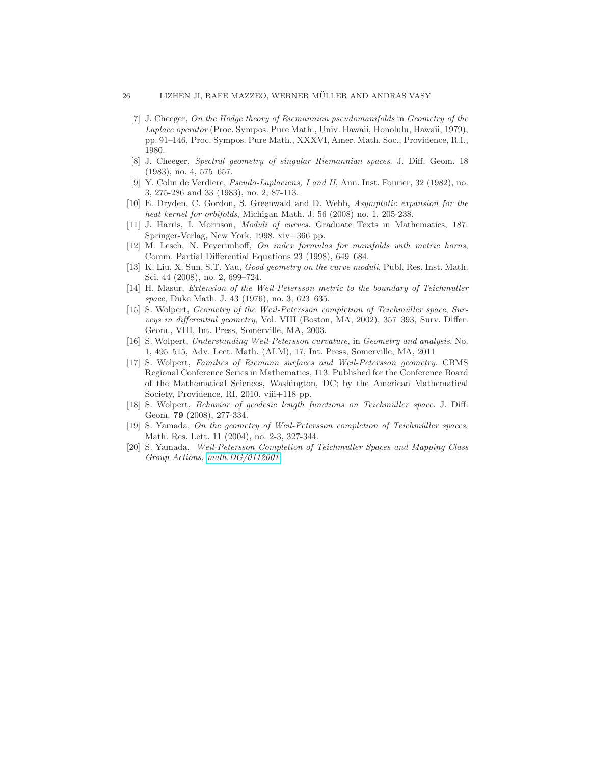[7] J. Cheeger, *On the Hodge theory of Riemannian pseudomanifolds* in *Geometry of the Laplace operator* (Proc. Sympos. Pure Math., Univ. Hawaii, Honolulu, Hawaii, 1979), pp. 91–146, Proc. Sympos. Pure Math., XXXVI, Amer. Math. Soc., Providence, R.I., 1980.

[8] J. Cheeger, *Spectral geometry of singular Riemannian spaces*. J. Diff. Geom. 18 (1983), no. 4, 575–657.

[9] Y. Colin de Verdiere, *Pseudo-Laplaciens, I and II*, Ann. Inst. Fourier, 32 (1982), no. 3, 275-286 and 33 (1983), no. 2, 87-113.

[10] E. Dryden, C. Gordon, S. Greenwald and D. Webb, *Asymptotic expansion for the heat kernel for orbifolds*, Michigan Math. J. 56 (2008) no. 1, 205-238.

[11] J. Harris, I. Morrison, *Moduli of curves*. Graduate Texts in Mathematics, 187. Springer-Verlag, New York, 1998. xiv+366 pp.

[12] M. Lesch, N. Peyerimhoff, *On index formulas for manifolds with metric horns*, Comm. Partial Differential Equations 23 (1998), 649–684.

[13] K. Liu, X. Sun, S.T. Yau, *Good geometry on the curve moduli*, Publ. Res. Inst. Math. Sci. 44 (2008), no. 2, 699–724.

[14] H. Masur, *Extension of the Weil-Petersson metric to the boundary of Teichmuller space*, Duke Math. J. 43 (1976), no. 3, 623–635.

[15] S. Wolpert, *Geometry of the Weil-Petersson completion of Teichmüller space*, *Surveys in differential geometry*, Vol. VIII (Boston, MA, 2002), 357–393, Surv. Differ. Geom., VIII, Int. Press, Somerville, MA, 2003.

[16] S. Wolpert, *Understanding Weil-Petersson curvature*, in *Geometry and analysis*. No. 1, 495–515, Adv. Lect. Math. (ALM), 17, Int. Press, Somerville, MA, 2011

[17] S. Wolpert, *Families of Riemann surfaces and Weil-Petersson geometry*. CBMS Regional Conference Series in Mathematics, 113. Published for the Conference Board of the Mathematical Sciences, Washington, DC; by the American Mathematical Society, Providence, RI, 2010. viii+118 pp.

[18] S. Wolpert, *Behavior of geodesic length functions on Teichmüller space*. J. Diff. Geom. **79** (2008), 277-334.

[19] S. Yamada, *On the geometry of Weil-Petersson completion of Teichmüller spaces*, Math. Res. Lett. 11 (2004), no. 2-3, 327-344.

[20] S. Yamada, *Weil-Petersson Completion of Teichmuller Spaces and Mapping Class Group Actions, math.DG/0112001*